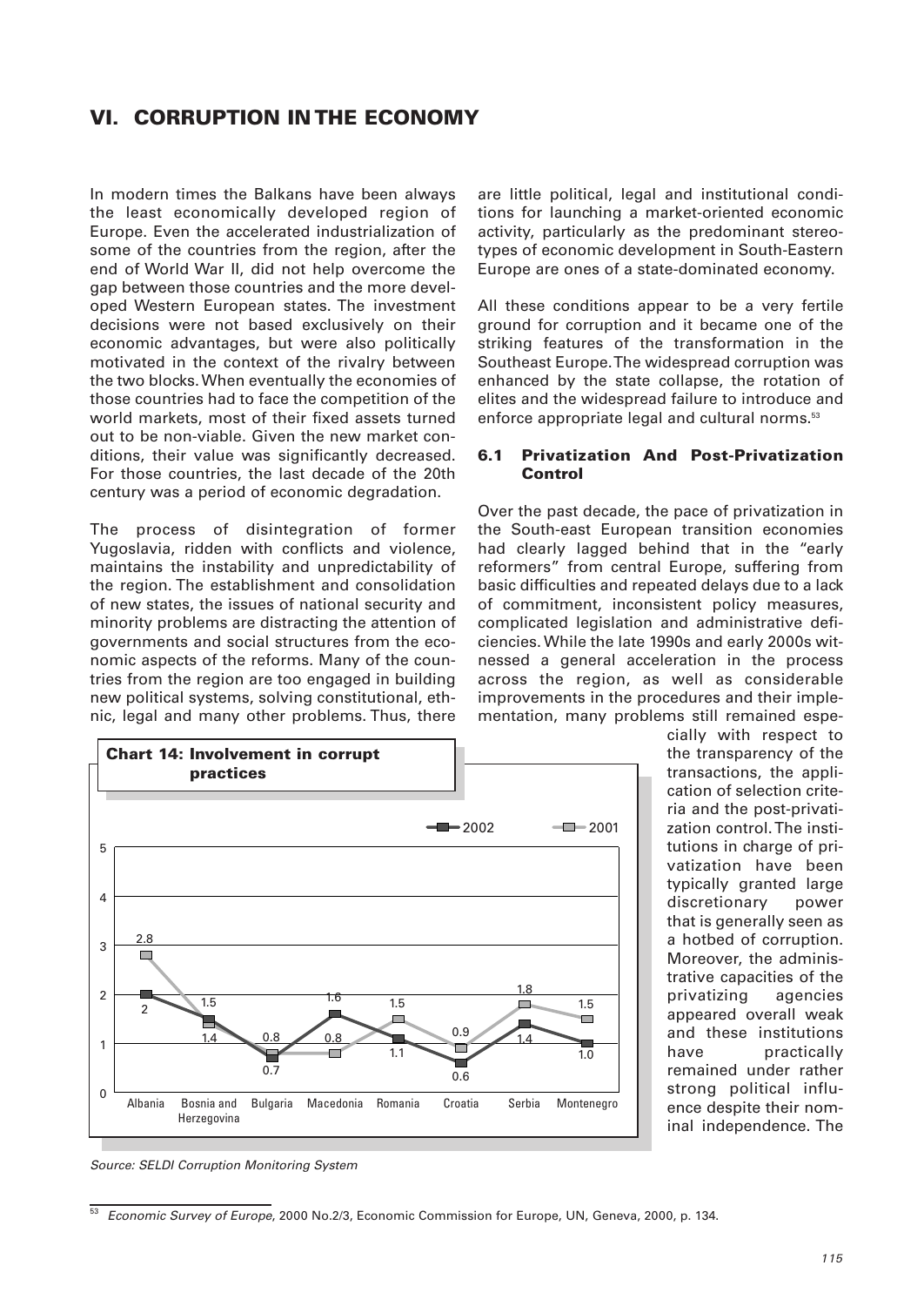# VI. CORRUPTION IN THE ECONOMY

In modern times the Balkans have been always the least economically developed region of Europe. Even the accelerated industrialization of some of the countries from the region, after the end of World War II, did not help overcome the gap between those countries and the more developed Western European states. The investment decisions were not based exclusively on their economic advantages, but were also politically motivated in the context of the rivalry between the two blocks. When eventually the economies of those countries had to face the competition of the world markets, most of their fixed assets turned out to be non-viable. Given the new market conditions, their value was significantly decreased. For those countries, the last decade of the 20th century was a period of economic degradation.

The process of disintegration of former Yugoslavia, ridden with conflicts and violence, maintains the instability and unpredictability of the region. The establishment and consolidation of new states, the issues of national security and minority problems are distracting the attention of governments and social structures from the economic aspects of the reforms. Many of the countries from the region are too engaged in building new political systems, solving constitutional, ethnic, legal and many other problems. Thus, there are little political, legal and institutional conditions for launching a market-oriented economic activity, particularly as the predominant stereotypes of economic development in South-Eastern Europe are ones of a state-dominated economy.

All these conditions appear to be a very fertile ground for corruption and it became one of the striking features of the transformation in the Southeast Europe. The widespread corruption was enhanced by the state collapse, the rotation of elites and the widespread failure to introduce and enforce appropriate legal and cultural norms.[53]

### 6.1 Privatization And Post-Privatization Control

Over the past decade, the pace of privatization in the South-east European transition economies had clearly lagged behind that in the "early reformers" from central Europe, suffering from basic difficulties and repeated delays due to a lack of commitment, inconsistent policy measures, complicated legislation and administrative deficiencies. While the late 1990s and early 2000s witnessed a general acceleration in the process across the region, as well as considerable improvements in the procedures and their implementation, many problems still remained especially with respect to the transparency of the transactions, the application of selection criteria and the post-privatization control. The institutions in charge of privatization have been typically granted large discretionary power that is generally seen as a hotbed of corruption. Moreover, the administrative capacities of the privatizing agencies appeared overall weak and these institutions have practically remained under rather strong political influence despite their nominal independence. The

**Chart 14: Involvement in corrupt practices**

| | Albania | Bosnia and Herzegovina | Bulgaria | Macedonia | Romania | Croatia | Serbia | Montenegro |
|---|---|---|---|---|---|---|---|---|
| 2002 | 2 | 1.5 | 0.7 | 1.6 | 1.1 | 0.6 | 1.4 | 1.0 |
| 2001 | 2.8 | 1.4 | 0.8 | 0.8 | 1.5 | 0.9 | 1.8 | 1.5 |

*Source: SELDI Corruption Monitoring System*

[53] *Economic Survey of Europe*, 2000 No.2/3, Economic Commission for Europe, UN, Geneva, 2000, p. 134.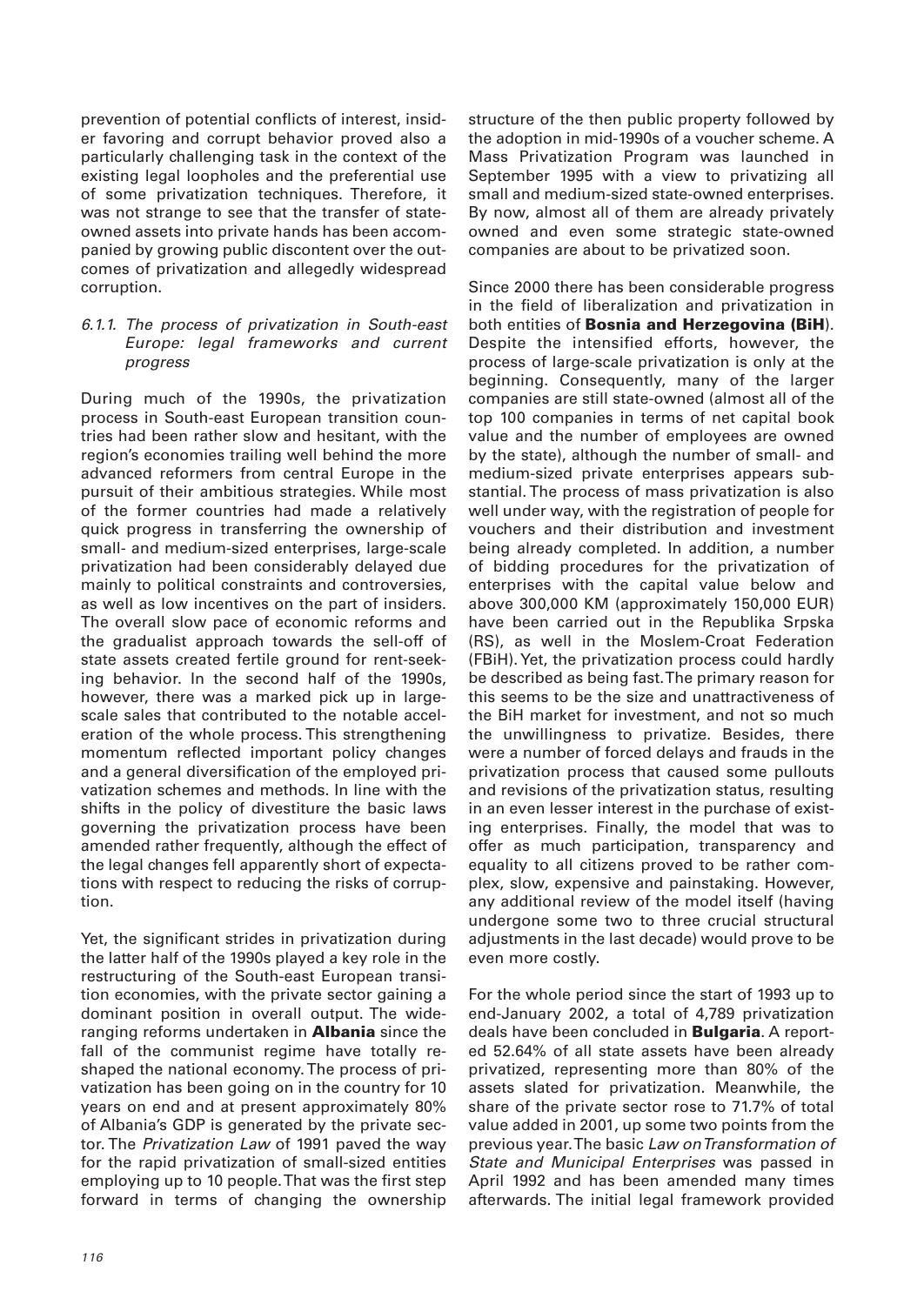prevention of potential conflicts of interest, insider favoring and corrupt behavior proved also a particularly challenging task in the context of the existing legal loopholes and the preferential use of some privatization techniques. Therefore, it was not strange to see that the transfer of state-owned assets into private hands has been accompanied by growing public discontent over the outcomes of privatization and allegedly widespread corruption.

### *6.1.1. The process of privatization in South-east Europe: legal frameworks and current progress*

During much of the 1990s, the privatization process in South-east European transition countries had been rather slow and hesitant, with the region's economies trailing well behind the more advanced reformers from central Europe in the pursuit of their ambitious strategies. While most of the former countries had made a relatively quick progress in transferring the ownership of small- and medium-sized enterprises, large-scale privatization had been considerably delayed due mainly to political constraints and controversies, as well as low incentives on the part of insiders. The overall slow pace of economic reforms and the gradualist approach towards the sell-off of state assets created fertile ground for rent-seeking behavior. In the second half of the 1990s, however, there was a marked pick up in large-scale sales that contributed to the notable acceleration of the whole process. This strengthening momentum reflected important policy changes and a general diversification of the employed privatization schemes and methods. In line with the shifts in the policy of divestiture the basic laws governing the privatization process have been amended rather frequently, although the effect of the legal changes fell apparently short of expectations with respect to reducing the risks of corruption.

Yet, the significant strides in privatization during the latter half of the 1990s played a key role in the restructuring of the South-east European transition economies, with the private sector gaining a dominant position in overall output. The wide-ranging reforms undertaken in **Albania** since the fall of the communist regime have totally reshaped the national economy. The process of privatization has been going on in the country for 10 years on end and at present approximately 80% of Albania's GDP is generated by the private sector. The *Privatization Law* of 1991 paved the way for the rapid privatization of small-sized entities employing up to 10 people. That was the first step forward in terms of changing the ownership structure of the then public property followed by the adoption in mid-1990s of a voucher scheme. A Mass Privatization Program was launched in September 1995 with a view to privatizing all small and medium-sized state-owned enterprises. By now, almost all of them are already privately owned and even some strategic state-owned companies are about to be privatized soon.

Since 2000 there has been considerable progress in the field of liberalization and privatization in both entities of **Bosnia and Herzegovina (BiH)**. Despite the intensified efforts, however, the process of large-scale privatization is only at the beginning. Consequently, many of the larger companies are still state-owned (almost all of the top 100 companies in terms of net capital book value and the number of employees are owned by the state), although the number of small- and medium-sized private enterprises appears substantial. The process of mass privatization is also well under way, with the registration of people for vouchers and their distribution and investment being already completed. In addition, a number of bidding procedures for the privatization of enterprises with the capital value below and above 300,000 KM (approximately 150,000 EUR) have been carried out in the Republika Srpska (RS), as well in the Moslem-Croat Federation (FBiH). Yet, the privatization process could hardly be described as being fast. The primary reason for this seems to be the size and unattractiveness of the BiH market for investment, and not so much the unwillingness to privatize. Besides, there were a number of forced delays and frauds in the privatization process that caused some pullouts and revisions of the privatization status, resulting in an even lesser interest in the purchase of existing enterprises. Finally, the model that was to offer as much participation, transparency and equality to all citizens proved to be rather complex, slow, expensive and painstaking. However, any additional review of the model itself (having undergone some two to three crucial structural adjustments in the last decade) would prove to be even more costly.

For the whole period since the start of 1993 up to end-January 2002, a total of 4,789 privatization deals have been concluded in **Bulgaria**. A reported 52.64% of all state assets have been already privatized, representing more than 80% of the assets slated for privatization. Meanwhile, the share of the private sector rose to 71.7% of total value added in 2001, up some two points from the previous year. The basic *Law on Transformation of State and Municipal Enterprises* was passed in April 1992 and has been amended many times afterwards. The initial legal framework provided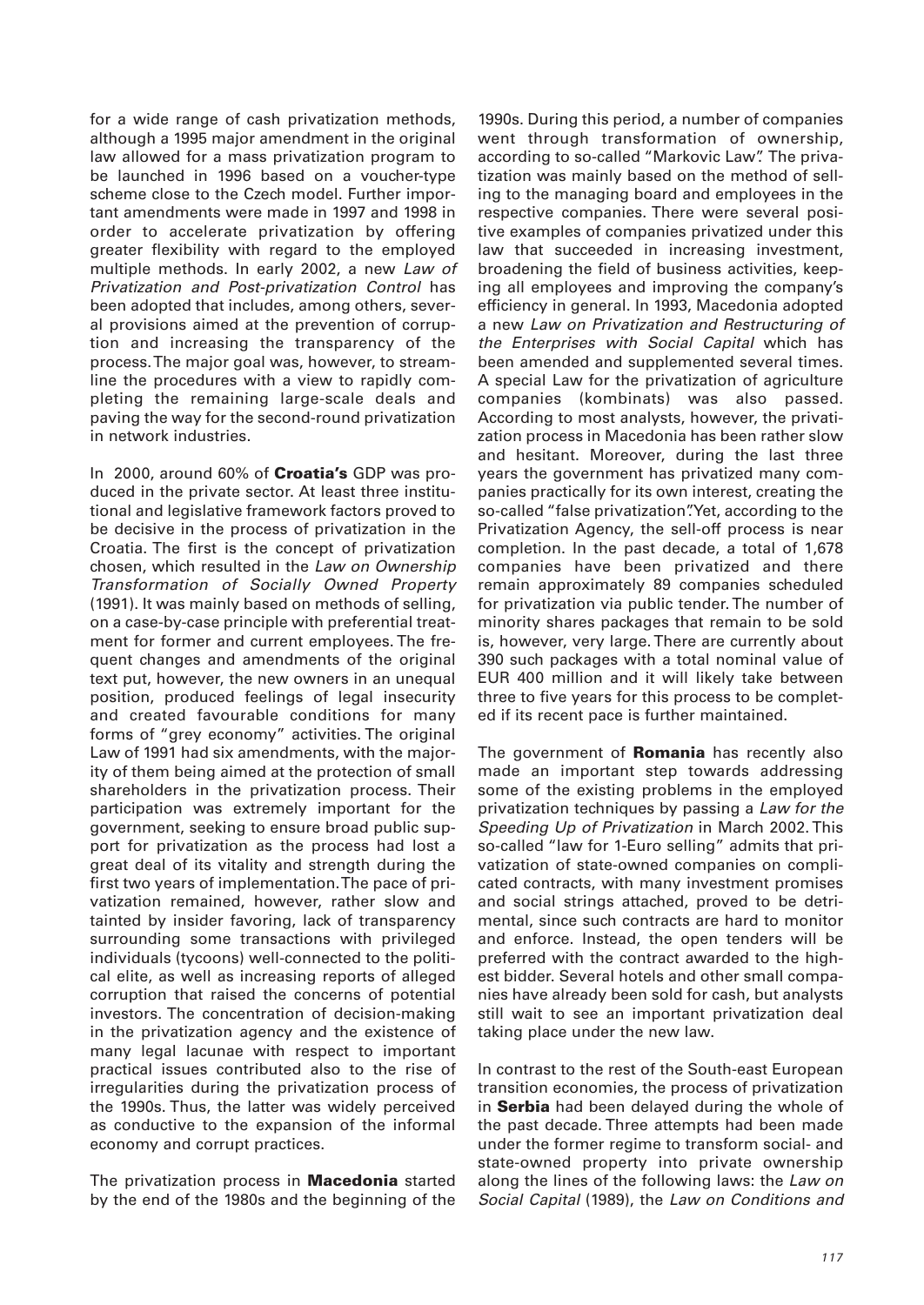for a wide range of cash privatization methods, although a 1995 major amendment in the original law allowed for a mass privatization program to be launched in 1996 based on a voucher-type scheme close to the Czech model. Further important amendments were made in 1997 and 1998 in order to accelerate privatization by offering greater flexibility with regard to the employed multiple methods. In early 2002, a new *Law of Privatization and Post-privatization Control* has been adopted that includes, among others, several provisions aimed at the prevention of corruption and increasing the transparency of the process. The major goal was, however, to streamline the procedures with a view to rapidly completing the remaining large-scale deals and paving the way for the second-round privatization in network industries.

In 2000, around 60% of **Croatia's** GDP was produced in the private sector. At least three institutional and legislative framework factors proved to be decisive in the process of privatization in the Croatia. The first is the concept of privatization chosen, which resulted in the *Law on Ownership Transformation of Socially Owned Property* (1991). It was mainly based on methods of selling, on a case-by-case principle with preferential treatment for former and current employees. The frequent changes and amendments of the original text put, however, the new owners in an unequal position, produced feelings of legal insecurity and created favourable conditions for many forms of "grey economy" activities. The original Law of 1991 had six amendments, with the majority of them being aimed at the protection of small shareholders in the privatization process. Their participation was extremely important for the government, seeking to ensure broad public support for privatization as the process had lost a great deal of its vitality and strength during the first two years of implementation. The pace of privatization remained, however, rather slow and tainted by insider favoring, lack of transparency surrounding some transactions with privileged individuals (tycoons) well-connected to the political elite, as well as increasing reports of alleged corruption that raised the concerns of potential investors. The concentration of decision-making in the privatization agency and the existence of many legal lacunae with respect to important practical issues contributed also to the rise of irregularities during the privatization process of the 1990s. Thus, the latter was widely perceived as conductive to the expansion of the informal economy and corrupt practices.

The privatization process in **Macedonia** started by the end of the 1980s and the beginning of the 1990s. During this period, a number of companies went through transformation of ownership, according to so-called "Markovic Law". The privatization was mainly based on the method of selling to the managing board and employees in the respective companies. There were several positive examples of companies privatized under this law that succeeded in increasing investment, broadening the field of business activities, keeping all employees and improving the company's efficiency in general. In 1993, Macedonia adopted a new *Law on Privatization and Restructuring of the Enterprises with Social Capital* which has been amended and supplemented several times. A special Law for the privatization of agriculture companies (kombinats) was also passed. According to most analysts, however, the privatization process in Macedonia has been rather slow and hesitant. Moreover, during the last three years the government has privatized many companies practically for its own interest, creating the so-called "false privatization". Yet, according to the Privatization Agency, the sell-off process is near completion. In the past decade, a total of 1,678 companies have been privatized and there remain approximately 89 companies scheduled for privatization via public tender. The number of minority shares packages that remain to be sold is, however, very large. There are currently about 390 such packages with a total nominal value of EUR 400 million and it will likely take between three to five years for this process to be completed if its recent pace is further maintained.

The government of **Romania** has recently also made an important step towards addressing some of the existing problems in the employed privatization techniques by passing a *Law for the Speeding Up of Privatization* in March 2002. This so-called "law for 1-Euro selling" admits that privatization of state-owned companies on complicated contracts, with many investment promises and social strings attached, proved to be detrimental, since such contracts are hard to monitor and enforce. Instead, the open tenders will be preferred with the contract awarded to the highest bidder. Several hotels and other small companies have already been sold for cash, but analysts still wait to see an important privatization deal taking place under the new law.

In contrast to the rest of the South-east European transition economies, the process of privatization in **Serbia** had been delayed during the whole of the past decade. Three attempts had been made under the former regime to transform social- and state-owned property into private ownership along the lines of the following laws: the *Law on Social Capital* (1989), the *Law on Conditions and*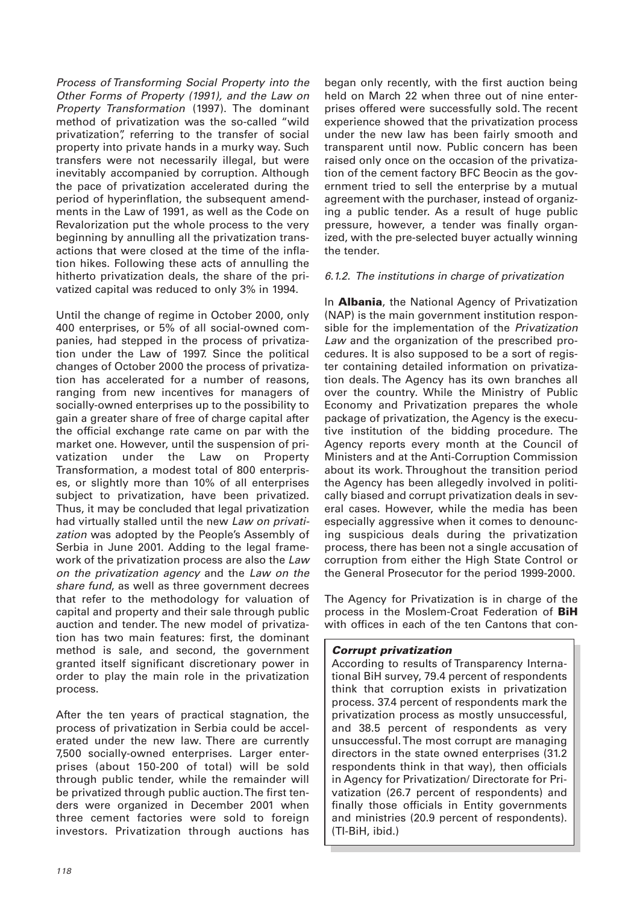*Process of Transforming Social Property into the Other Forms of Property (1991), and the Law on Property Transformation* (1997). The dominant method of privatization was the so-called "wild privatization", referring to the transfer of social property into private hands in a murky way. Such transfers were not necessarily illegal, but were inevitably accompanied by corruption. Although the pace of privatization accelerated during the period of hyperinflation, the subsequent amendments in the Law of 1991, as well as the Code on Revalorization put the whole process to the very beginning by annulling all the privatization transactions that were closed at the time of the inflation hikes. Following these acts of annulling the hitherto privatization deals, the share of the privatized capital was reduced to only 3% in 1994.

Until the change of regime in October 2000, only 400 enterprises, or 5% of all social-owned companies, had stepped in the process of privatization under the Law of 1997. Since the political changes of October 2000 the process of privatization has accelerated for a number of reasons, ranging from new incentives for managers of socially-owned enterprises up to the possibility to gain a greater share of free of charge capital after the official exchange rate came on par with the market one. However, until the suspension of privatization under the Law on Property Transformation, a modest total of 800 enterprises, or slightly more than 10% of all enterprises subject to privatization, have been privatized. Thus, it may be concluded that legal privatization had virtually stalled until the new *Law on privatization* was adopted by the People's Assembly of Serbia in June 2001. Adding to the legal framework of the privatization process are also the *Law on the privatization agency* and the *Law on the share fund*, as well as three government decrees that refer to the methodology for valuation of capital and property and their sale through public auction and tender. The new model of privatization has two main features: first, the dominant method is sale, and second, the government granted itself significant discretionary power in order to play the main role in the privatization process.

After the ten years of practical stagnation, the process of privatization in Serbia could be accelerated under the new law. There are currently 7,500 socially-owned enterprises. Larger enterprises (about 150-200 of total) will be sold through public tender, while the remainder will be privatized through public auction. The first tenders were organized in December 2001 when three cement factories were sold to foreign investors. Privatization through auctions has began only recently, with the first auction being held on March 22 when three out of nine enterprises offered were successfully sold. The recent experience showed that the privatization process under the new law has been fairly smooth and transparent until now. Public concern has been raised only once on the occasion of the privatization of the cement factory BFC Beocin as the government tried to sell the enterprise by a mutual agreement with the purchaser, instead of organizing a public tender. As a result of huge public pressure, however, a tender was finally organized, with the pre-selected buyer actually winning the tender.

### *6.1.2. The institutions in charge of privatization*

In **Albania**, the National Agency of Privatization (NAP) is the main government institution responsible for the implementation of the *Privatization Law* and the organization of the prescribed procedures. It is also supposed to be a sort of register containing detailed information on privatization deals. The Agency has its own branches all over the country. While the Ministry of Public Economy and Privatization prepares the whole package of privatization, the Agency is the executive institution of the bidding procedure. The Agency reports every month at the Council of Ministers and at the Anti-Corruption Commission about its work. Throughout the transition period the Agency has been allegedly involved in politically biased and corrupt privatization deals in several cases. However, while the media has been especially aggressive when it comes to denouncing suspicious deals during the privatization process, there has been not a single accusation of corruption from either the High State Control or the General Prosecutor for the period 1999-2000.

The Agency for Privatization is in charge of the process in the Moslem-Croat Federation of **BiH** with offices in each of the ten Cantons that con-

> ***Corrupt privatization***
>
> According to results of Transparency International BiH survey, 79.4 percent of respondents think that corruption exists in privatization process. 37.4 percent of respondents mark the privatization process as mostly unsuccessful, and 38.5 percent of respondents as very unsuccessful. The most corrupt are managing directors in the state owned enterprises (31.2 respondents think in that way), then officials in Agency for Privatization/ Directorate for Privatization (26.7 percent of respondents) and finally those officials in Entity governments and ministries (20.9 percent of respondents). (TI-BiH, ibid.)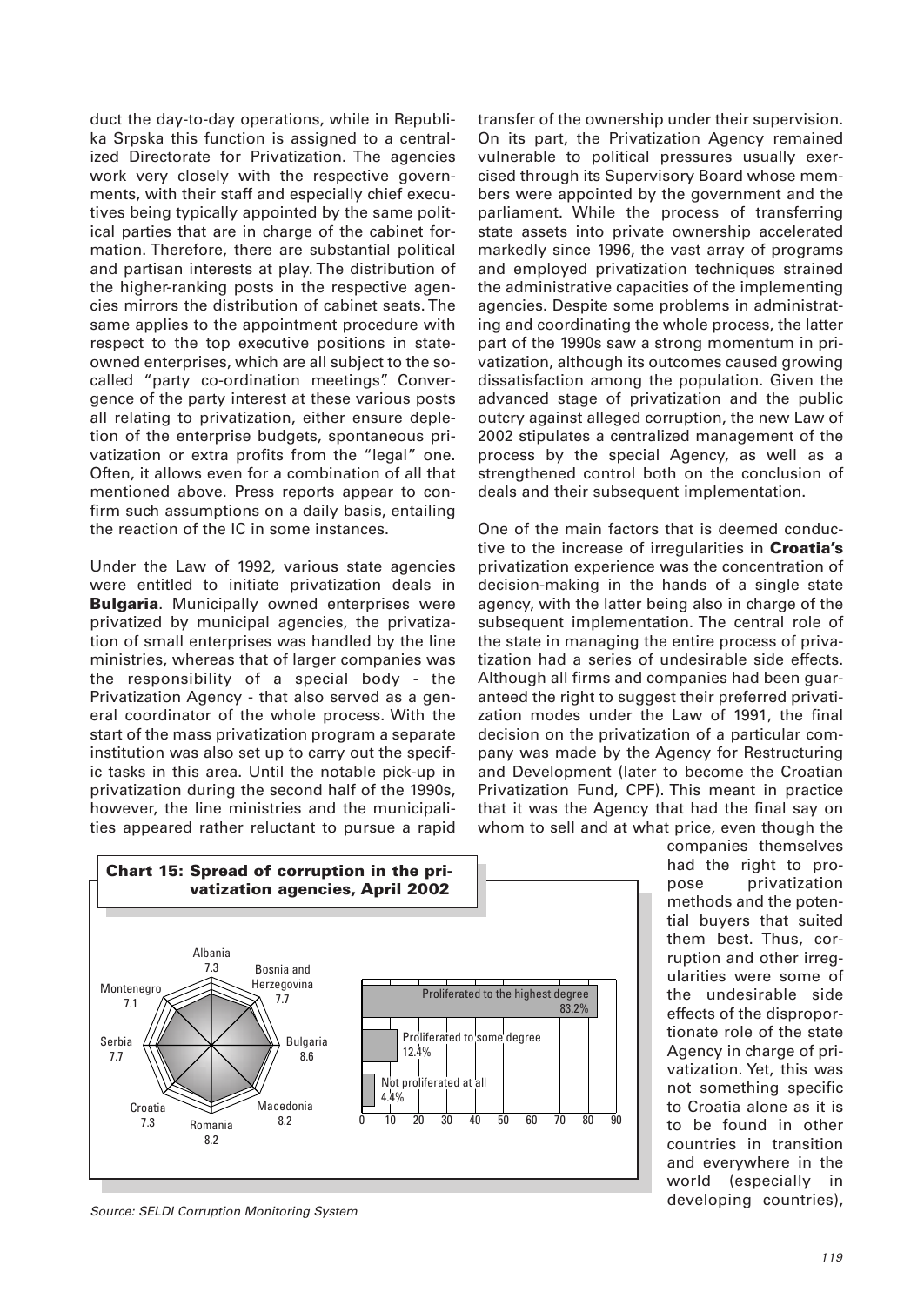duct the day-to-day operations, while in Republika Srpska this function is assigned to a centralized Directorate for Privatization. The agencies work very closely with the respective governments, with their staff and especially chief executives being typically appointed by the same political parties that are in charge of the cabinet formation. Therefore, there are substantial political and partisan interests at play. The distribution of the higher-ranking posts in the respective agencies mirrors the distribution of cabinet seats. The same applies to the appointment procedure with respect to the top executive positions in state-owned enterprises, which are all subject to the so-called "party co-ordination meetings". Convergence of the party interest at these various posts all relating to privatization, either ensure depletion of the enterprise budgets, spontaneous privatization or extra profits from the "legal" one. Often, it allows even for a combination of all that mentioned above. Press reports appear to confirm such assumptions on a daily basis, entailing the reaction of the IC in some instances.

Under the Law of 1992, various state agencies were entitled to initiate privatization deals in **Bulgaria**. Municipally owned enterprises were privatized by municipal agencies, the privatization of small enterprises was handled by the line ministries, whereas that of larger companies was the responsibility of a special body - the Privatization Agency - that also served as a general coordinator of the whole process. With the start of the mass privatization program a separate institution was also set up to carry out the specific tasks in this area. Until the notable pick-up in privatization during the second half of the 1990s, however, the line ministries and the municipalities appeared rather reluctant to pursue a rapid transfer of the ownership under their supervision. On its part, the Privatization Agency remained vulnerable to political pressures usually exercised through its Supervisory Board whose members were appointed by the government and the parliament. While the process of transferring state assets into private ownership accelerated markedly since 1996, the vast array of programs and employed privatization techniques strained the administrative capacities of the implementing agencies. Despite some problems in administrating and coordinating the whole process, the latter part of the 1990s saw a strong momentum in privatization, although its outcomes caused growing dissatisfaction among the population. Given the advanced stage of privatization and the public outcry against alleged corruption, the new Law of 2002 stipulates a centralized management of the process by the special Agency, as well as a strengthened control both on the conclusion of deals and their subsequent implementation.

One of the main factors that is deemed conductive to the increase of irregularities in **Croatia's** privatization experience was the concentration of decision-making in the hands of a single state agency, with the latter being also in charge of the subsequent implementation. The central role of the state in managing the entire process of privatization had a series of undesirable side effects. Although all firms and companies had been guaranteed the right to suggest their preferred privatization modes under the Law of 1991, the final decision on the privatization of a particular company was made by the Agency for Restructuring and Development (later to become the Croatian Privatization Fund, CPF). This meant in practice that it was the Agency that had the final say on whom to sell and at what price, even though the companies themselves had the right to propose privatization methods and the potential buyers that suited them best. Thus, corruption and other irregularities were some of the undesirable side effects of the disproportionate role of the state Agency in charge of privatization. Yet, this was not something specific to Croatia alone as it is to be found in other countries in transition and everywhere in the world (especially in developing countries),

**Chart 15: Spread of corruption in the privatization agencies, April 2002**

| Country | Score |
|---|---|
| Albania | 7.3 |
| Bosnia and Herzegovina | 7.7 |
| Bulgaria | 8.6 |
| Macedonia | 8.2 |
| Romania | 8.2 |
| Croatia | 7.3 |
| Serbia | 7.7 |
| Montenegro | 7.1 |

| Response | % |
|---|---|
| Proliferated to the highest degree | 83.2% |
| Proliferated to some degree | 12.4% |
| Not proliferated at all | 4.4% |

*Source: SELDI Corruption Monitoring System*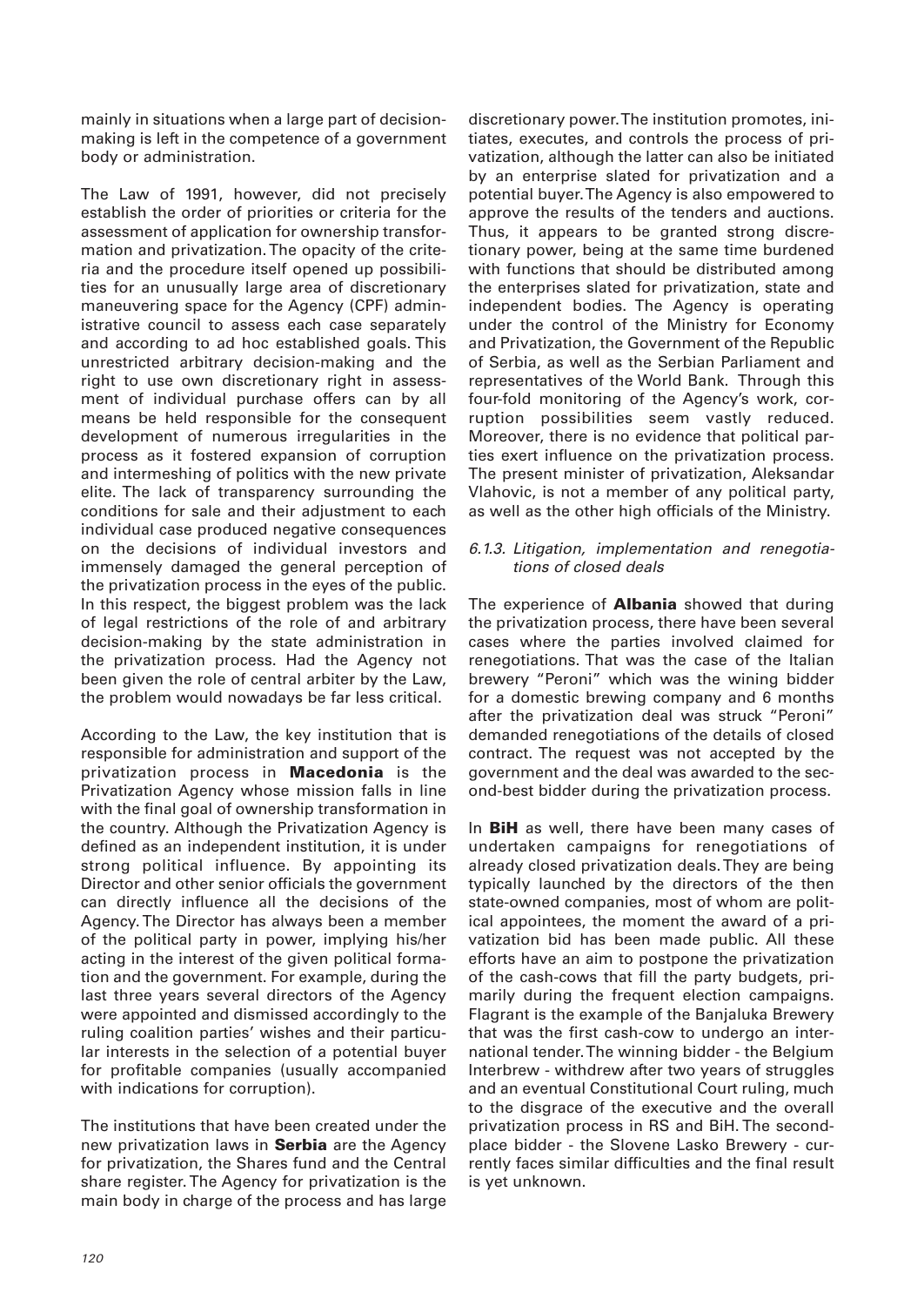mainly in situations when a large part of decision-making is left in the competence of a government body or administration.

The Law of 1991, however, did not precisely establish the order of priorities or criteria for the assessment of application for ownership transformation and privatization. The opacity of the criteria and the procedure itself opened up possibilities for an unusually large area of discretionary maneuvering space for the Agency (CPF) administrative council to assess each case separately and according to ad hoc established goals. This unrestricted arbitrary decision-making and the right to use own discretionary right in assessment of individual purchase offers can by all means be held responsible for the consequent development of numerous irregularities in the process as it fostered expansion of corruption and intermeshing of politics with the new private elite. The lack of transparency surrounding the conditions for sale and their adjustment to each individual case produced negative consequences on the decisions of individual investors and immensely damaged the general perception of the privatization process in the eyes of the public. In this respect, the biggest problem was the lack of legal restrictions of the role of and arbitrary decision-making by the state administration in the privatization process. Had the Agency not been given the role of central arbiter by the Law, the problem would nowadays be far less critical.

According to the Law, the key institution that is responsible for administration and support of the privatization process in **Macedonia** is the Privatization Agency whose mission falls in line with the final goal of ownership transformation in the country. Although the Privatization Agency is defined as an independent institution, it is under strong political influence. By appointing its Director and other senior officials the government can directly influence all the decisions of the Agency. The Director has always been a member of the political party in power, implying his/her acting in the interest of the given political formation and the government. For example, during the last three years several directors of the Agency were appointed and dismissed accordingly to the ruling coalition parties' wishes and their particular interests in the selection of a potential buyer for profitable companies (usually accompanied with indications for corruption).

The institutions that have been created under the new privatization laws in **Serbia** are the Agency for privatization, the Shares fund and the Central share register. The Agency for privatization is the main body in charge of the process and has large discretionary power. The institution promotes, initiates, executes, and controls the process of privatization, although the latter can also be initiated by an enterprise slated for privatization and a potential buyer. The Agency is also empowered to approve the results of the tenders and auctions. Thus, it appears to be granted strong discretionary power, being at the same time burdened with functions that should be distributed among the enterprises slated for privatization, state and independent bodies. The Agency is operating under the control of the Ministry for Economy and Privatization, the Government of the Republic of Serbia, as well as the Serbian Parliament and representatives of the World Bank. Through this four-fold monitoring of the Agency's work, corruption possibilities seem vastly reduced. Moreover, there is no evidence that political parties exert influence on the privatization process. The present minister of privatization, Aleksandar Vlahovic, is not a member of any political party, as well as the other high officials of the Ministry.

#### *6.1.3. Litigation, implementation and renegotiations of closed deals*

The experience of **Albania** showed that during the privatization process, there have been several cases where the parties involved claimed for renegotiations. That was the case of the Italian brewery "Peroni" which was the wining bidder for a domestic brewing company and 6 months after the privatization deal was struck "Peroni" demanded renegotiations of the details of closed contract. The request was not accepted by the government and the deal was awarded to the second-best bidder during the privatization process.

In **BiH** as well, there have been many cases of undertaken campaigns for renegotiations of already closed privatization deals. They are being typically launched by the directors of the then state-owned companies, most of whom are political appointees, the moment the award of a privatization bid has been made public. All these efforts have an aim to postpone the privatization of the cash-cows that fill the party budgets, primarily during the frequent election campaigns. Flagrant is the example of the Banjaluka Brewery that was the first cash-cow to undergo an international tender. The winning bidder - the Belgium Interbrew - withdrew after two years of struggles and an eventual Constitutional Court ruling, much to the disgrace of the executive and the overall privatization process in RS and BiH. The second-place bidder - the Slovene Lasko Brewery - currently faces similar difficulties and the final result is yet unknown.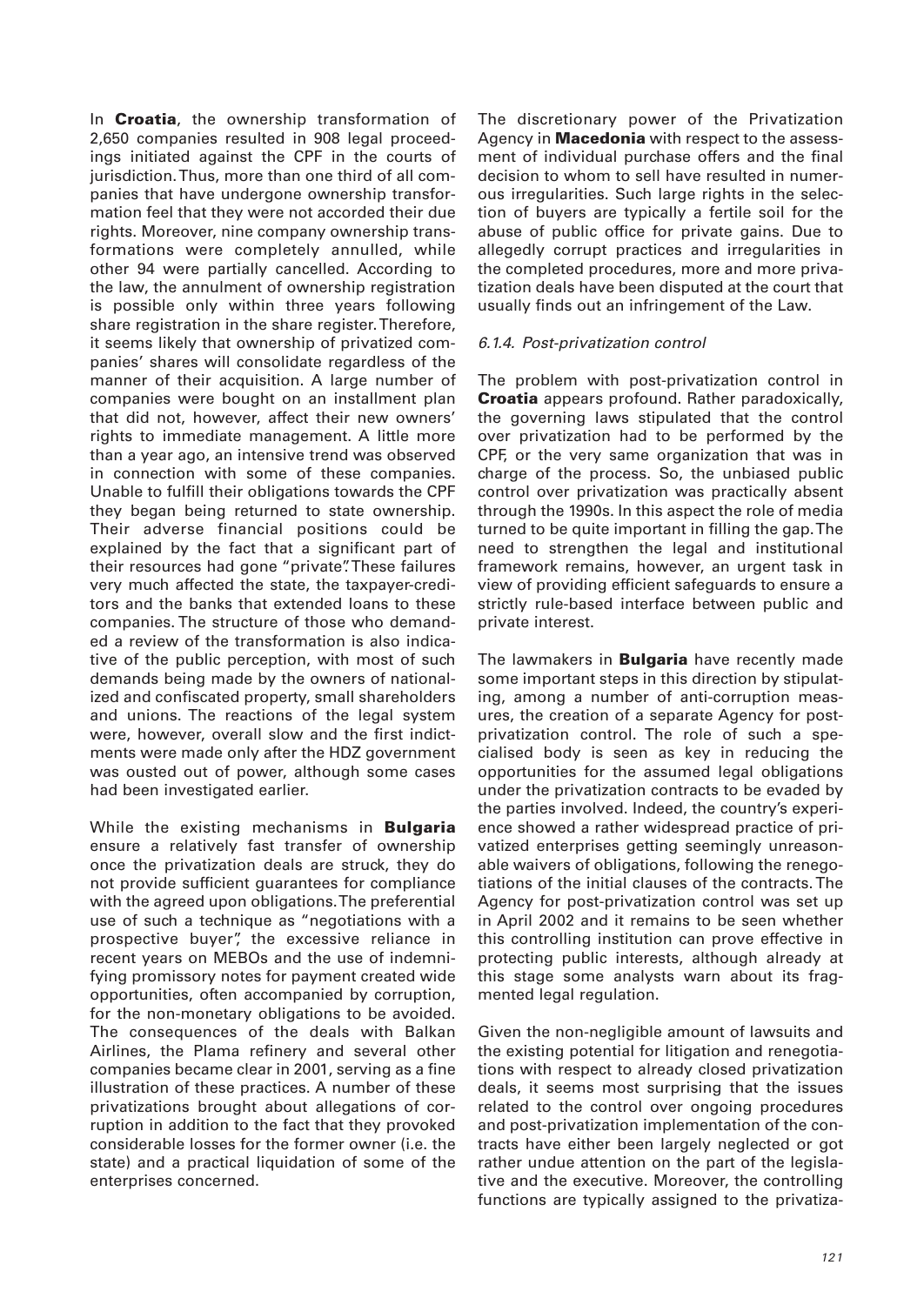In **Croatia**, the ownership transformation of 2,650 companies resulted in 908 legal proceedings initiated against the CPF in the courts of jurisdiction. Thus, more than one third of all companies that have undergone ownership transformation feel that they were not accorded their due rights. Moreover, nine company ownership transformations were completely annulled, while other 94 were partially cancelled. According to the law, the annulment of ownership registration is possible only within three years following share registration in the share register. Therefore, it seems likely that ownership of privatized companies' shares will consolidate regardless of the manner of their acquisition. A large number of companies were bought on an installment plan that did not, however, affect their new owners' rights to immediate management. A little more than a year ago, an intensive trend was observed in connection with some of these companies. Unable to fulfill their obligations towards the CPF they began being returned to state ownership. Their adverse financial positions could be explained by the fact that a significant part of their resources had gone "private". These failures very much affected the state, the taxpayer-creditors and the banks that extended loans to these companies. The structure of those who demanded a review of the transformation is also indicative of the public perception, with most of such demands being made by the owners of nationalized and confiscated property, small shareholders and unions. The reactions of the legal system were, however, overall slow and the first indictments were made only after the HDZ government was ousted out of power, although some cases had been investigated earlier.

While the existing mechanisms in **Bulgaria** ensure a relatively fast transfer of ownership once the privatization deals are struck, they do not provide sufficient guarantees for compliance with the agreed upon obligations. The preferential use of such a technique as "negotiations with a prospective buyer", the excessive reliance in recent years on MEBOs and the use of indemnifying promissory notes for payment created wide opportunities, often accompanied by corruption, for the non-monetary obligations to be avoided. The consequences of the deals with Balkan Airlines, the Plama refinery and several other companies became clear in 2001, serving as a fine illustration of these practices. A number of these privatizations brought about allegations of corruption in addition to the fact that they provoked considerable losses for the former owner (i.e. the state) and a practical liquidation of some of the enterprises concerned.

The discretionary power of the Privatization Agency in **Macedonia** with respect to the assessment of individual purchase offers and the final decision to whom to sell have resulted in numerous irregularities. Such large rights in the selection of buyers are typically a fertile soil for the abuse of public office for private gains. Due to allegedly corrupt practices and irregularities in the completed procedures, more and more privatization deals have been disputed at the court that usually finds out an infringement of the Law.

#### *6.1.4. Post-privatization control*

The problem with post-privatization control in **Croatia** appears profound. Rather paradoxically, the governing laws stipulated that the control over privatization had to be performed by the CPF, or the very same organization that was in charge of the process. So, the unbiased public control over privatization was practically absent through the 1990s. In this aspect the role of media turned to be quite important in filling the gap. The need to strengthen the legal and institutional framework remains, however, an urgent task in view of providing efficient safeguards to ensure a strictly rule-based interface between public and private interest.

The lawmakers in **Bulgaria** have recently made some important steps in this direction by stipulating, among a number of anti-corruption measures, the creation of a separate Agency for post-privatization control. The role of such a specialised body is seen as key in reducing the opportunities for the assumed legal obligations under the privatization contracts to be evaded by the parties involved. Indeed, the country's experience showed a rather widespread practice of privatized enterprises getting seemingly unreasonable waivers of obligations, following the renegotiations of the initial clauses of the contracts. The Agency for post-privatization control was set up in April 2002 and it remains to be seen whether this controlling institution can prove effective in protecting public interests, although already at this stage some analysts warn about its fragmented legal regulation.

Given the non-negligible amount of lawsuits and the existing potential for litigation and renegotiations with respect to already closed privatization deals, it seems most surprising that the issues related to the control over ongoing procedures and post-privatization implementation of the contracts have either been largely neglected or got rather undue attention on the part of the legislative and the executive. Moreover, the controlling functions are typically assigned to the privatiza-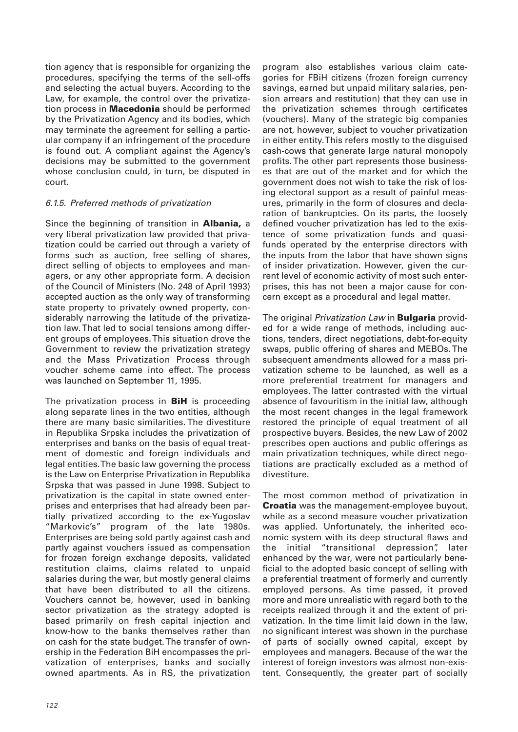tion agency that is responsible for organizing the procedures, specifying the terms of the sell-offs and selecting the actual buyers. According to the Law, for example, the control over the privatization process in **Macedonia** should be performed by the Privatization Agency and its bodies, which may terminate the agreement for selling a particular company if an infringement of the procedure is found out. A compliant against the Agency's decisions may be submitted to the government whose conclusion could, in turn, be disputed in court.

### *6.1.5. Preferred methods of privatization*

Since the beginning of transition in **Albania,** a very liberal privatization law provided that privatization could be carried out through a variety of forms such as auction, free selling of shares, direct selling of objects to employees and managers, or any other appropriate form. A decision of the Council of Ministers (No. 248 of April 1993) accepted auction as the only way of transforming state property to privately owned property, considerably narrowing the latitude of the privatization law. That led to social tensions among different groups of employees. This situation drove the Government to review the privatization strategy and the Mass Privatization Process through voucher scheme came into effect. The process was launched on September 11, 1995.

The privatization process in **BiH** is proceeding along separate lines in the two entities, although there are many basic similarities. The divestiture in Republika Srpska includes the privatization of enterprises and banks on the basis of equal treatment of domestic and foreign individuals and legal entities. The basic law governing the process is the Law on Enterprise Privatization in Republika Srpska that was passed in June 1998. Subject to privatization is the capital in state owned enterprises and enterprises that had already been partially privatized according to the ex-Yugoslav "Markovic's" program of the late 1980s. Enterprises are being sold partly against cash and partly against vouchers issued as compensation for frozen foreign exchange deposits, validated restitution claims, claims related to unpaid salaries during the war, but mostly general claims that have been distributed to all the citizens. Vouchers cannot be, however, used in banking sector privatization as the strategy adopted is based primarily on fresh capital injection and know-how to the banks themselves rather than on cash for the state budget. The transfer of ownership in the Federation BiH encompasses the privatization of enterprises, banks and socially owned apartments. As in RS, the privatization program also establishes various claim categories for FBiH citizens (frozen foreign currency savings, earned but unpaid military salaries, pension arrears and restitution) that they can use in the privatization schemes through certificates (vouchers). Many of the strategic big companies are not, however, subject to voucher privatization in either entity. This refers mostly to the disguised cash-cows that generate large natural monopoly profits. The other part represents those businesses that are out of the market and for which the government does not wish to take the risk of losing electoral support as a result of painful measures, primarily in the form of closures and declaration of bankruptcies. On its parts, the loosely defined voucher privatization has led to the existence of some privatization funds and quasi-funds operated by the enterprise directors with the inputs from the labor that have shown signs of insider privatization. However, given the current level of economic activity of most such enterprises, this has not been a major cause for concern except as a procedural and legal matter.

The original *Privatization Law* in **Bulgaria** provided for a wide range of methods, including auctions, tenders, direct negotiations, debt-for-equity swaps, public offering of shares and MEBOs. The subsequent amendments allowed for a mass privatization scheme to be launched, as well as a more preferential treatment for managers and employees. The latter contrasted with the virtual absence of favouritism in the initial law, although the most recent changes in the legal framework restored the principle of equal treatment of all prospective buyers. Besides, the new Law of 2002 prescribes open auctions and public offerings as main privatization techniques, while direct negotiations are practically excluded as a method of divestiture.

The most common method of privatization in **Croatia** was the management-employee buyout, while as a second measure voucher privatization was applied. Unfortunately, the inherited economic system with its deep structural flaws and the initial "transitional depression", later enhanced by the war, were not particularly beneficial to the adopted basic concept of selling with a preferential treatment of formerly and currently employed persons. As time passed, it proved more and more unrealistic with regard both to the receipts realized through it and the extent of privatization. In the time limit laid down in the law, no significant interest was shown in the purchase of parts of socially owned capital, except by employees and managers. Because of the war the interest of foreign investors was almost non-existent. Consequently, the greater part of socially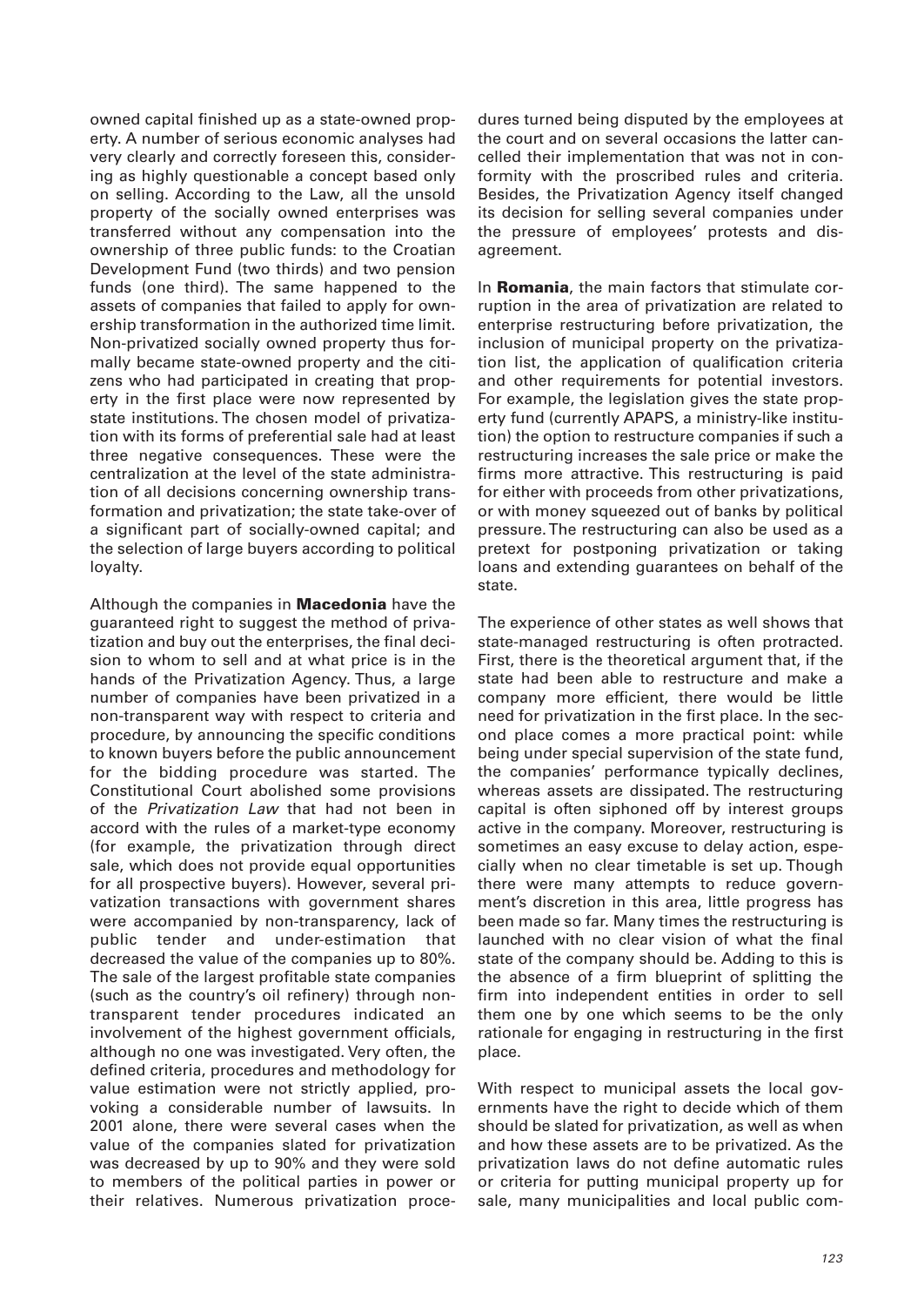owned capital finished up as a state-owned property. A number of serious economic analyses had very clearly and correctly foreseen this, considering as highly questionable a concept based only on selling. According to the Law, all the unsold property of the socially owned enterprises was transferred without any compensation into the ownership of three public funds: to the Croatian Development Fund (two thirds) and two pension funds (one third). The same happened to the assets of companies that failed to apply for ownership transformation in the authorized time limit. Non-privatized socially owned property thus formally became state-owned property and the citizens who had participated in creating that property in the first place were now represented by state institutions. The chosen model of privatization with its forms of preferential sale had at least three negative consequences. These were the centralization at the level of the state administration of all decisions concerning ownership transformation and privatization; the state take-over of a significant part of socially-owned capital; and the selection of large buyers according to political loyalty.

Although the companies in **Macedonia** have the guaranteed right to suggest the method of privatization and buy out the enterprises, the final decision to whom to sell and at what price is in the hands of the Privatization Agency. Thus, a large number of companies have been privatized in a non-transparent way with respect to criteria and procedure, by announcing the specific conditions to known buyers before the public announcement for the bidding procedure was started. The Constitutional Court abolished some provisions of the *Privatization Law* that had not been in accord with the rules of a market-type economy (for example, the privatization through direct sale, which does not provide equal opportunities for all prospective buyers). However, several privatization transactions with government shares were accompanied by non-transparency, lack of public tender and under-estimation that decreased the value of the companies up to 80%. The sale of the largest profitable state companies (such as the country's oil refinery) through non-transparent tender procedures indicated an involvement of the highest government officials, although no one was investigated. Very often, the defined criteria, procedures and methodology for value estimation were not strictly applied, provoking a considerable number of lawsuits. In 2001 alone, there were several cases when the value of the companies slated for privatization was decreased by up to 90% and they were sold to members of the political parties in power or their relatives. Numerous privatization procedures turned being disputed by the employees at the court and on several occasions the latter cancelled their implementation that was not in conformity with the proscribed rules and criteria. Besides, the Privatization Agency itself changed its decision for selling several companies under the pressure of employees' protests and disagreement.

In **Romania**, the main factors that stimulate corruption in the area of privatization are related to enterprise restructuring before privatization, the inclusion of municipal property on the privatization list, the application of qualification criteria and other requirements for potential investors. For example, the legislation gives the state property fund (currently APAPS, a ministry-like institution) the option to restructure companies if such a restructuring increases the sale price or make the firms more attractive. This restructuring is paid for either with proceeds from other privatizations, or with money squeezed out of banks by political pressure. The restructuring can also be used as a pretext for postponing privatization or taking loans and extending guarantees on behalf of the state.

The experience of other states as well shows that state-managed restructuring is often protracted. First, there is the theoretical argument that, if the state had been able to restructure and make a company more efficient, there would be little need for privatization in the first place. In the second place comes a more practical point: while being under special supervision of the state fund, the companies' performance typically declines, whereas assets are dissipated. The restructuring capital is often siphoned off by interest groups active in the company. Moreover, restructuring is sometimes an easy excuse to delay action, especially when no clear timetable is set up. Though there were many attempts to reduce government's discretion in this area, little progress has been made so far. Many times the restructuring is launched with no clear vision of what the final state of the company should be. Adding to this is the absence of a firm blueprint of splitting the firm into independent entities in order to sell them one by one which seems to be the only rationale for engaging in restructuring in the first place.

With respect to municipal assets the local governments have the right to decide which of them should be slated for privatization, as well as when and how these assets are to be privatized. As the privatization laws do not define automatic rules or criteria for putting municipal property up for sale, many municipalities and local public com-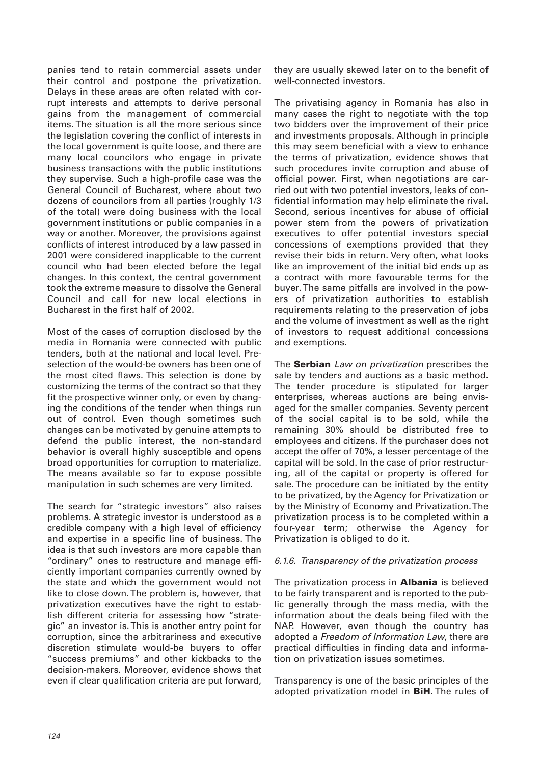panies tend to retain commercial assets under their control and postpone the privatization. Delays in these areas are often related with corrupt interests and attempts to derive personal gains from the management of commercial items. The situation is all the more serious since the legislation covering the conflict of interests in the local government is quite loose, and there are many local councilors who engage in private business transactions with the public institutions they supervise. Such a high-profile case was the General Council of Bucharest, where about two dozens of councilors from all parties (roughly 1/3 of the total) were doing business with the local government institutions or public companies in a way or another. Moreover, the provisions against conflicts of interest introduced by a law passed in 2001 were considered inapplicable to the current council who had been elected before the legal changes. In this context, the central government took the extreme measure to dissolve the General Council and call for new local elections in Bucharest in the first half of 2002.

Most of the cases of corruption disclosed by the media in Romania were connected with public tenders, both at the national and local level. Preselection of the would-be owners has been one of the most cited flaws. This selection is done by customizing the terms of the contract so that they fit the prospective winner only, or even by changing the conditions of the tender when things run out of control. Even though sometimes such changes can be motivated by genuine attempts to defend the public interest, the non-standard behavior is overall highly susceptible and opens broad opportunities for corruption to materialize. The means available so far to expose possible manipulation in such schemes are very limited.

The search for "strategic investors" also raises problems. A strategic investor is understood as a credible company with a high level of efficiency and expertise in a specific line of business. The idea is that such investors are more capable than "ordinary" ones to restructure and manage efficiently important companies currently owned by the state and which the government would not like to close down. The problem is, however, that privatization executives have the right to establish different criteria for assessing how "strategic" an investor is. This is another entry point for corruption, since the arbitrariness and executive discretion stimulate would-be buyers to offer "success premiums" and other kickbacks to the decision-makers. Moreover, evidence shows that even if clear qualification criteria are put forward, they are usually skewed later on to the benefit of well-connected investors.

The privatising agency in Romania has also in many cases the right to negotiate with the top two bidders over the improvement of their price and investments proposals. Although in principle this may seem beneficial with a view to enhance the terms of privatization, evidence shows that such procedures invite corruption and abuse of official power. First, when negotiations are carried out with two potential investors, leaks of confidential information may help eliminate the rival. Second, serious incentives for abuse of official power stem from the powers of privatization executives to offer potential investors special concessions of exemptions provided that they revise their bids in return. Very often, what looks like an improvement of the initial bid ends up as a contract with more favourable terms for the buyer. The same pitfalls are involved in the powers of privatization authorities to establish requirements relating to the preservation of jobs and the volume of investment as well as the right of investors to request additional concessions and exemptions.

The **Serbian** *Law on privatization* prescribes the sale by tenders and auctions as a basic method. The tender procedure is stipulated for larger enterprises, whereas auctions are being envisaged for the smaller companies. Seventy percent of the social capital is to be sold, while the remaining 30% should be distributed free to employees and citizens. If the purchaser does not accept the offer of 70%, a lesser percentage of the capital will be sold. In the case of prior restructuring, all of the capital or property is offered for sale. The procedure can be initiated by the entity to be privatized, by the Agency for Privatization or by the Ministry of Economy and Privatization. The privatization process is to be completed within a four-year term; otherwise the Agency for Privatization is obliged to do it.

#### *6.1.6. Transparency of the privatization process*

The privatization process in **Albania** is believed to be fairly transparent and is reported to the public generally through the mass media, with the information about the deals being filed with the NAP. However, even though the country has adopted a *Freedom of Information Law*, there are practical difficulties in finding data and information on privatization issues sometimes.

Transparency is one of the basic principles of the adopted privatization model in **BiH**. The rules of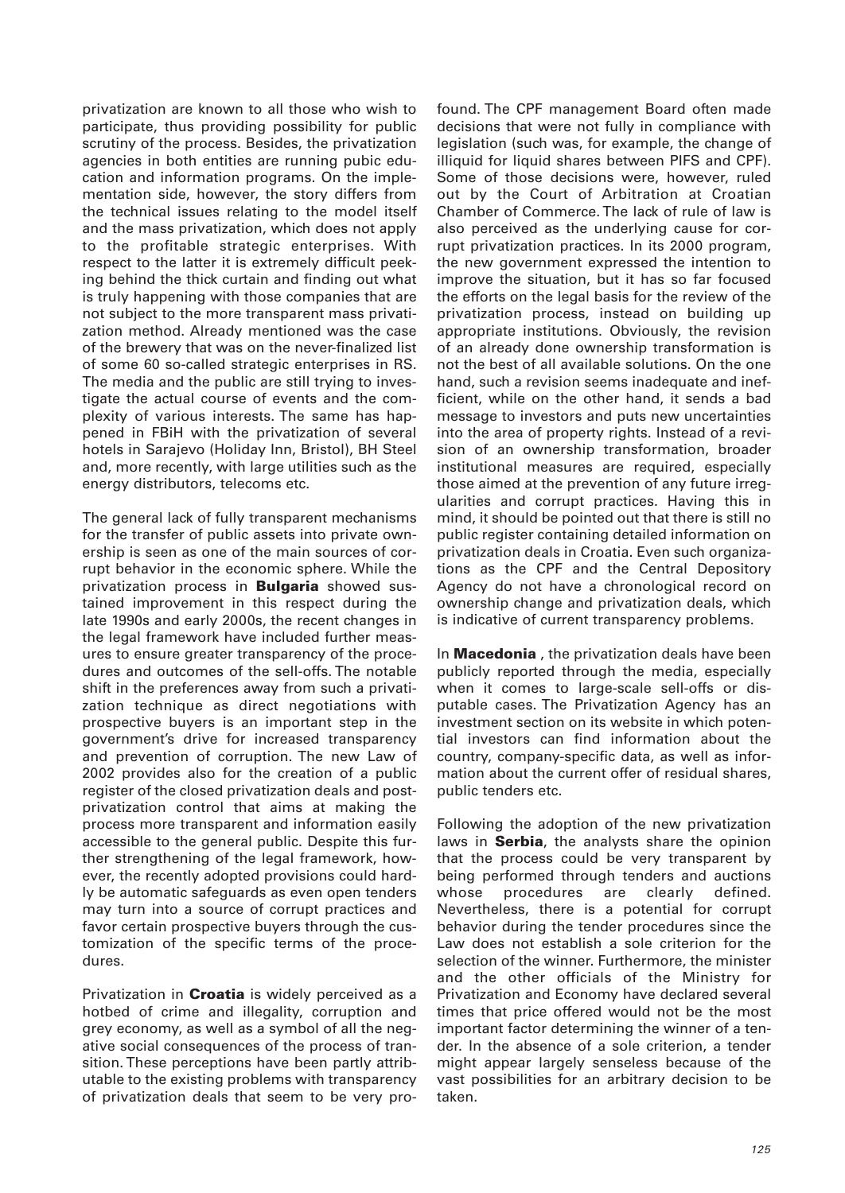privatization are known to all those who wish to participate, thus providing possibility for public scrutiny of the process. Besides, the privatization agencies in both entities are running pubic education and information programs. On the implementation side, however, the story differs from the technical issues relating to the model itself and the mass privatization, which does not apply to the profitable strategic enterprises. With respect to the latter it is extremely difficult peeking behind the thick curtain and finding out what is truly happening with those companies that are not subject to the more transparent mass privatization method. Already mentioned was the case of the brewery that was on the never-finalized list of some 60 so-called strategic enterprises in RS. The media and the public are still trying to investigate the actual course of events and the complexity of various interests. The same has happened in FBiH with the privatization of several hotels in Sarajevo (Holiday Inn, Bristol), BH Steel and, more recently, with large utilities such as the energy distributors, telecoms etc.

The general lack of fully transparent mechanisms for the transfer of public assets into private ownership is seen as one of the main sources of corrupt behavior in the economic sphere. While the privatization process in **Bulgaria** showed sustained improvement in this respect during the late 1990s and early 2000s, the recent changes in the legal framework have included further measures to ensure greater transparency of the procedures and outcomes of the sell-offs. The notable shift in the preferences away from such a privatization technique as direct negotiations with prospective buyers is an important step in the government's drive for increased transparency and prevention of corruption. The new Law of 2002 provides also for the creation of a public register of the closed privatization deals and post-privatization control that aims at making the process more transparent and information easily accessible to the general public. Despite this further strengthening of the legal framework, however, the recently adopted provisions could hardly be automatic safeguards as even open tenders may turn into a source of corrupt practices and favor certain prospective buyers through the customization of the specific terms of the procedures.

Privatization in **Croatia** is widely perceived as a hotbed of crime and illegality, corruption and grey economy, as well as a symbol of all the negative social consequences of the process of transition. These perceptions have been partly attributable to the existing problems with transparency of privatization deals that seem to be very profound. The CPF management Board often made decisions that were not fully in compliance with legislation (such was, for example, the change of illiquid for liquid shares between PIFS and CPF). Some of those decisions were, however, ruled out by the Court of Arbitration at Croatian Chamber of Commerce. The lack of rule of law is also perceived as the underlying cause for corrupt privatization practices. In its 2000 program, the new government expressed the intention to improve the situation, but it has so far focused the efforts on the legal basis for the review of the privatization process, instead on building up appropriate institutions. Obviously, the revision of an already done ownership transformation is not the best of all available solutions. On the one hand, such a revision seems inadequate and inefficient, while on the other hand, it sends a bad message to investors and puts new uncertainties into the area of property rights. Instead of a revision of an ownership transformation, broader institutional measures are required, especially those aimed at the prevention of any future irregularities and corrupt practices. Having this in mind, it should be pointed out that there is still no public register containing detailed information on privatization deals in Croatia. Even such organizations as the CPF and the Central Depository Agency do not have a chronological record on ownership change and privatization deals, which is indicative of current transparency problems.

In **Macedonia** , the privatization deals have been publicly reported through the media, especially when it comes to large-scale sell-offs or disputable cases. The Privatization Agency has an investment section on its website in which potential investors can find information about the country, company-specific data, as well as information about the current offer of residual shares, public tenders etc.

Following the adoption of the new privatization laws in **Serbia**, the analysts share the opinion that the process could be very transparent by being performed through tenders and auctions whose procedures are clearly defined. Nevertheless, there is a potential for corrupt behavior during the tender procedures since the Law does not establish a sole criterion for the selection of the winner. Furthermore, the minister and the other officials of the Ministry for Privatization and Economy have declared several times that price offered would not be the most important factor determining the winner of a tender. In the absence of a sole criterion, a tender might appear largely senseless because of the vast possibilities for an arbitrary decision to be taken.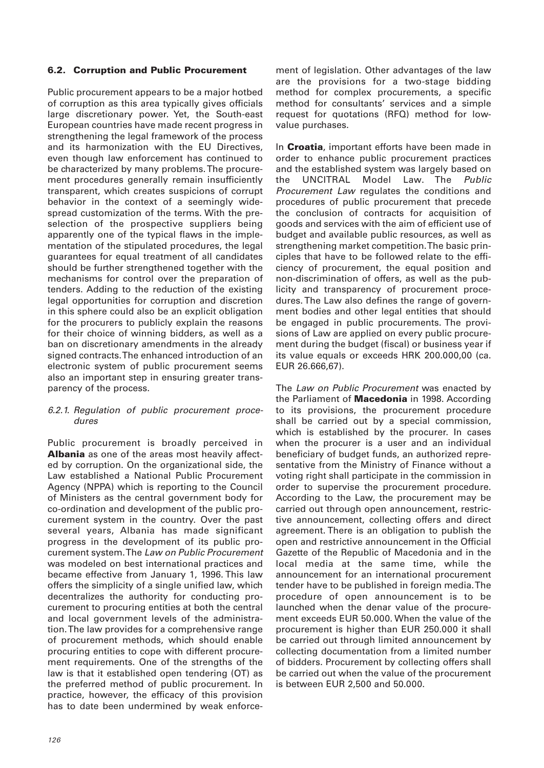### 6.2. Corruption and Public Procurement

Public procurement appears to be a major hotbed of corruption as this area typically gives officials large discretionary power. Yet, the South-east European countries have made recent progress in strengthening the legal framework of the process and its harmonization with the EU Directives, even though law enforcement has continued to be characterized by many problems. The procurement procedures generally remain insufficiently transparent, which creates suspicions of corrupt behavior in the context of a seemingly widespread customization of the terms. With the preselection of the prospective suppliers being apparently one of the typical flaws in the implementation of the stipulated procedures, the legal guarantees for equal treatment of all candidates should be further strengthened together with the mechanisms for control over the preparation of tenders. Adding to the reduction of the existing legal opportunities for corruption and discretion in this sphere could also be an explicit obligation for the procurers to publicly explain the reasons for their choice of winning bidders, as well as a ban on discretionary amendments in the already signed contracts. The enhanced introduction of an electronic system of public procurement seems also an important step in ensuring greater transparency of the process.

#### *6.2.1. Regulation of public procurement procedures*

Public procurement is broadly perceived in **Albania** as one of the areas most heavily affected by corruption. On the organizational side, the Law established a National Public Procurement Agency (NPPA) which is reporting to the Council of Ministers as the central government body for co-ordination and development of the public procurement system in the country. Over the past several years, Albania has made significant progress in the development of its public procurement system. The *Law on Public Procurement* was modeled on best international practices and became effective from January 1, 1996. This law offers the simplicity of a single unified law, which decentralizes the authority for conducting procurement to procuring entities at both the central and local government levels of the administration. The law provides for a comprehensive range of procurement methods, which should enable procuring entities to cope with different procurement requirements. One of the strengths of the law is that it established open tendering (OT) as the preferred method of public procurement. In practice, however, the efficacy of this provision has to date been undermined by weak enforcement of legislation. Other advantages of the law are the provisions for a two-stage bidding method for complex procurements, a specific method for consultants' services and a simple request for quotations (RFQ) method for low-value purchases.

In **Croatia**, important efforts have been made in order to enhance public procurement practices and the established system was largely based on the UNCITRAL Model Law. The *Public Procurement Law* regulates the conditions and procedures of public procurement that precede the conclusion of contracts for acquisition of goods and services with the aim of efficient use of budget and available public resources, as well as strengthening market competition. The basic principles that have to be followed relate to the efficiency of procurement, the equal position and non-discrimination of offers, as well as the publicity and transparency of procurement procedures. The Law also defines the range of government bodies and other legal entities that should be engaged in public procurements. The provisions of Law are applied on every public procurement during the budget (fiscal) or business year if its value equals or exceeds HRK 200.000,00 (ca. EUR 26.666,67).

The *Law on Public Procurement* was enacted by the Parliament of **Macedonia** in 1998. According to its provisions, the procurement procedure shall be carried out by a special commission, which is established by the procurer. In cases when the procurer is a user and an individual beneficiary of budget funds, an authorized representative from the Ministry of Finance without a voting right shall participate in the commission in order to supervise the procurement procedure. According to the Law, the procurement may be carried out through open announcement, restrictive announcement, collecting offers and direct agreement. There is an obligation to publish the open and restrictive announcement in the Official Gazette of the Republic of Macedonia and in the local media at the same time, while the announcement for an international procurement tender have to be published in foreign media. The procedure of open announcement is to be launched when the denar value of the procurement exceeds EUR 50.000. When the value of the procurement is higher than EUR 250.000 it shall be carried out through limited announcement by collecting documentation from a limited number of bidders. Procurement by collecting offers shall be carried out when the value of the procurement is between EUR 2,500 and 50.000.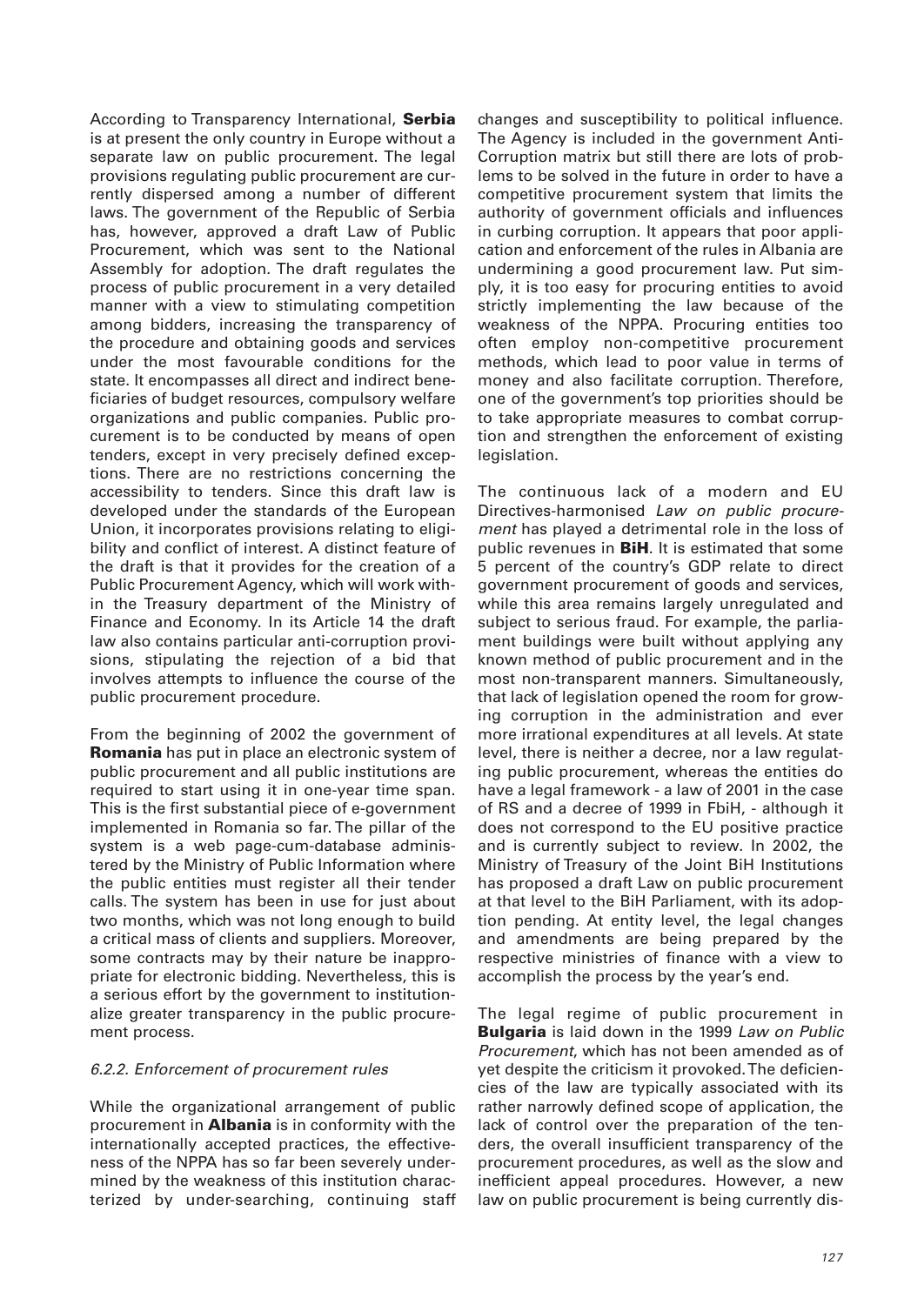According to Transparency International, **Serbia** is at present the only country in Europe without a separate law on public procurement. The legal provisions regulating public procurement are currently dispersed among a number of different laws. The government of the Republic of Serbia has, however, approved a draft Law of Public Procurement, which was sent to the National Assembly for adoption. The draft regulates the process of public procurement in a very detailed manner with a view to stimulating competition among bidders, increasing the transparency of the procedure and obtaining goods and services under the most favourable conditions for the state. It encompasses all direct and indirect beneficiaries of budget resources, compulsory welfare organizations and public companies. Public procurement is to be conducted by means of open tenders, except in very precisely defined exceptions. There are no restrictions concerning the accessibility to tenders. Since this draft law is developed under the standards of the European Union, it incorporates provisions relating to eligibility and conflict of interest. A distinct feature of the draft is that it provides for the creation of a Public Procurement Agency, which will work within the Treasury department of the Ministry of Finance and Economy. In its Article 14 the draft law also contains particular anti-corruption provisions, stipulating the rejection of a bid that involves attempts to influence the course of the public procurement procedure.

From the beginning of 2002 the government of **Romania** has put in place an electronic system of public procurement and all public institutions are required to start using it in one-year time span. This is the first substantial piece of e-government implemented in Romania so far. The pillar of the system is a web page-cum-database administered by the Ministry of Public Information where the public entities must register all their tender calls. The system has been in use for just about two months, which was not long enough to build a critical mass of clients and suppliers. Moreover, some contracts may by their nature be inappropriate for electronic bidding. Nevertheless, this is a serious effort by the government to institutionalize greater transparency in the public procurement process.

*6.2.2. Enforcement of procurement rules*

While the organizational arrangement of public procurement in **Albania** is in conformity with the internationally accepted practices, the effectiveness of the NPPA has so far been severely undermined by the weakness of this institution characterized by under-searching, continuing staff changes and susceptibility to political influence. The Agency is included in the government Anti-Corruption matrix but still there are lots of problems to be solved in the future in order to have a competitive procurement system that limits the authority of government officials and influences in curbing corruption. It appears that poor application and enforcement of the rules in Albania are undermining a good procurement law. Put simply, it is too easy for procuring entities to avoid strictly implementing the law because of the weakness of the NPPA. Procuring entities too often employ non-competitive procurement methods, which lead to poor value in terms of money and also facilitate corruption. Therefore, one of the government's top priorities should be to take appropriate measures to combat corruption and strengthen the enforcement of existing legislation.

The continuous lack of a modern and EU Directives-harmonised *Law on public procurement* has played a detrimental role in the loss of public revenues in **BiH**. It is estimated that some 5 percent of the country's GDP relate to direct government procurement of goods and services, while this area remains largely unregulated and subject to serious fraud. For example, the parliament buildings were built without applying any known method of public procurement and in the most non-transparent manners. Simultaneously, that lack of legislation opened the room for growing corruption in the administration and ever more irrational expenditures at all levels. At state level, there is neither a decree, nor a law regulating public procurement, whereas the entities do have a legal framework - a law of 2001 in the case of RS and a decree of 1999 in FbiH, - although it does not correspond to the EU positive practice and is currently subject to review. In 2002, the Ministry of Treasury of the Joint BiH Institutions has proposed a draft Law on public procurement at that level to the BiH Parliament, with its adoption pending. At entity level, the legal changes and amendments are being prepared by the respective ministries of finance with a view to accomplish the process by the year's end.

The legal regime of public procurement in **Bulgaria** is laid down in the 1999 *Law on Public Procurement*, which has not been amended as of yet despite the criticism it provoked. The deficiencies of the law are typically associated with its rather narrowly defined scope of application, the lack of control over the preparation of the tenders, the overall insufficient transparency of the procurement procedures, as well as the slow and inefficient appeal procedures. However, a new law on public procurement is being currently dis-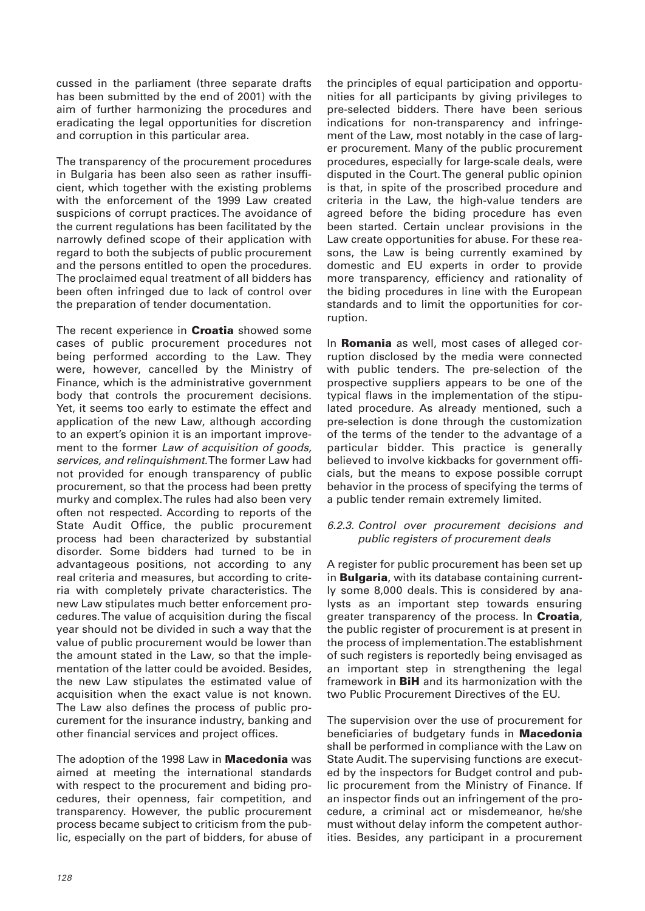cussed in the parliament (three separate drafts has been submitted by the end of 2001) with the aim of further harmonizing the procedures and eradicating the legal opportunities for discretion and corruption in this particular area.

The transparency of the procurement procedures in Bulgaria has been also seen as rather insufficient, which together with the existing problems with the enforcement of the 1999 Law created suspicions of corrupt practices. The avoidance of the current regulations has been facilitated by the narrowly defined scope of their application with regard to both the subjects of public procurement and the persons entitled to open the procedures. The proclaimed equal treatment of all bidders has been often infringed due to lack of control over the preparation of tender documentation.

The recent experience in **Croatia** showed some cases of public procurement procedures not being performed according to the Law. They were, however, cancelled by the Ministry of Finance, which is the administrative government body that controls the procurement decisions. Yet, it seems too early to estimate the effect and application of the new Law, although according to an expert's opinion it is an important improvement to the former *Law of acquisition of goods, services, and relinquishment.* The former Law had not provided for enough transparency of public procurement, so that the process had been pretty murky and complex. The rules had also been very often not respected. According to reports of the State Audit Office, the public procurement process had been characterized by substantial disorder. Some bidders had turned to be in advantageous positions, not according to any real criteria and measures, but according to criteria with completely private characteristics. The new Law stipulates much better enforcement procedures. The value of acquisition during the fiscal year should not be divided in such a way that the value of public procurement would be lower than the amount stated in the Law, so that the implementation of the latter could be avoided. Besides, the new Law stipulates the estimated value of acquisition when the exact value is not known. The Law also defines the process of public procurement for the insurance industry, banking and other financial services and project offices.

The adoption of the 1998 Law in **Macedonia** was aimed at meeting the international standards with respect to the procurement and biding procedures, their openness, fair competition, and transparency. However, the public procurement process became subject to criticism from the public, especially on the part of bidders, for abuse of the principles of equal participation and opportunities for all participants by giving privileges to pre-selected bidders. There have been serious indications for non-transparency and infringement of the Law, most notably in the case of larger procurement. Many of the public procurement procedures, especially for large-scale deals, were disputed in the Court. The general public opinion is that, in spite of the proscribed procedure and criteria in the Law, the high-value tenders are agreed before the biding procedure has even been started. Certain unclear provisions in the Law create opportunities for abuse. For these reasons, the Law is being currently examined by domestic and EU experts in order to provide more transparency, efficiency and rationality of the biding procedures in line with the European standards and to limit the opportunities for corruption.

In **Romania** as well, most cases of alleged corruption disclosed by the media were connected with public tenders. The pre-selection of the prospective suppliers appears to be one of the typical flaws in the implementation of the stipulated procedure. As already mentioned, such a pre-selection is done through the customization of the terms of the tender to the advantage of a particular bidder. This practice is generally believed to involve kickbacks for government officials, but the means to expose possible corrupt behavior in the process of specifying the terms of a public tender remain extremely limited.

#### *6.2.3. Control over procurement decisions and public registers of procurement deals*

A register for public procurement has been set up in **Bulgaria**, with its database containing currently some 8,000 deals. This is considered by analysts as an important step towards ensuring greater transparency of the process. In **Croatia**, the public register of procurement is at present in the process of implementation. The establishment of such registers is reportedly being envisaged as an important step in strengthening the legal framework in **BiH** and its harmonization with the two Public Procurement Directives of the EU.

The supervision over the use of procurement for beneficiaries of budgetary funds in **Macedonia** shall be performed in compliance with the Law on State Audit. The supervising functions are executed by the inspectors for Budget control and public procurement from the Ministry of Finance. If an inspector finds out an infringement of the procedure, a criminal act or misdemeanor, he/she must without delay inform the competent authorities. Besides, any participant in a procurement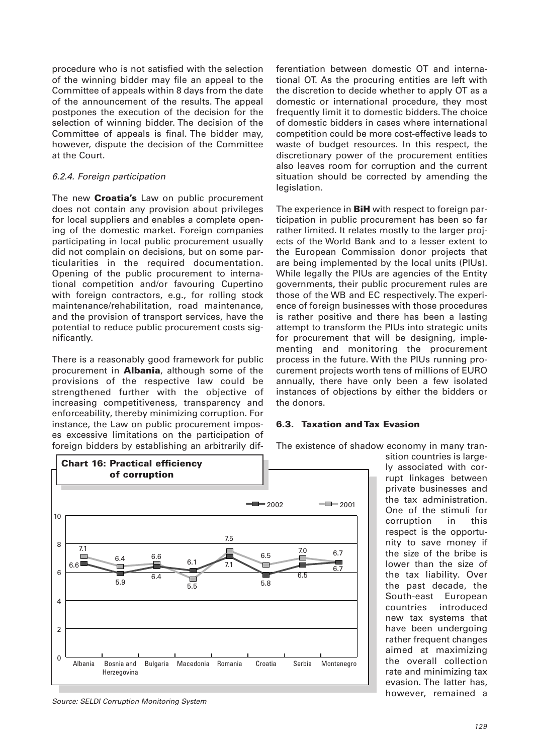procedure who is not satisfied with the selection of the winning bidder may file an appeal to the Committee of appeals within 8 days from the date of the announcement of the results. The appeal postpones the execution of the decision for the selection of winning bidder. The decision of the Committee of appeals is final. The bidder may, however, dispute the decision of the Committee at the Court.

*6.2.4. Foreign participation*

The new **Croatia's** Law on public procurement does not contain any provision about privileges for local suppliers and enables a complete opening of the domestic market. Foreign companies participating in local public procurement usually did not complain on decisions, but on some particularities in the required documentation. Opening of the public procurement to international competition and/or favouring Cupertino with foreign contractors, e.g., for rolling stock maintenance/rehabilitation, road maintenance, and the provision of transport services, have the potential to reduce public procurement costs significantly.

There is a reasonably good framework for public procurement in **Albania**, although some of the provisions of the respective law could be strengthened further with the objective of increasing competitiveness, transparency and enforceability, thereby minimizing corruption. For instance, the Law on public procurement imposes excessive limitations on the participation of foreign bidders by establishing an arbitrarily differentiation between domestic OT and international OT. As the procuring entities are left with the discretion to decide whether to apply OT as a domestic or international procedure, they most frequently limit it to domestic bidders. The choice of domestic bidders in cases where international competition could be more cost-effective leads to waste of budget resources. In this respect, the discretionary power of the procurement entities also leaves room for corruption and the current situation should be corrected by amending the legislation.

The experience in **BiH** with respect to foreign participation in public procurement has been so far rather limited. It relates mostly to the larger projects of the World Bank and to a lesser extent to the European Commission donor projects that are being implemented by the local units (PIUs). While legally the PIUs are agencies of the Entity governments, their public procurement rules are those of the WB and EC respectively. The experience of foreign businesses with those procedures is rather positive and there has been a lasting attempt to transform the PIUs into strategic units for procurement that will be designing, implementing and monitoring the procurement process in the future. With the PIUs running procurement projects worth tens of millions of EURO annually, there have only been a few isolated instances of objections by either the bidders or the donors.

**Chart 16: Practical efficiency of corruption**

| | Albania | Bosnia and Herzegovina | Bulgaria | Macedonia | Romania | Croatia | Serbia | Montenegro |
|---|---|---|---|---|---|---|---|---|
| 2002 | 6.6 | 5.9 | 6.4 | 6.1 | 7.1 | 5.8 | 6.5 | 6.7 |
| 2001 | 7.1 | 6.4 | 6.6 | 5.5 | 7.5 | 6.5 | 7.0 | 6.7 |

*Source: SELDI Corruption Monitoring System*

### 6.3. Taxation and Tax Evasion

The existence of shadow economy in many transition countries is largely associated with corrupt linkages between private businesses and the tax administration. One of the stimuli for corruption in this respect is the opportunity to save money if the size of the bribe is lower than the size of the tax liability. Over the past decade, the South-east European countries introduced new tax systems that have been undergoing rather frequent changes aimed at maximizing the overall collection rate and minimizing tax evasion. The latter has, however, remained a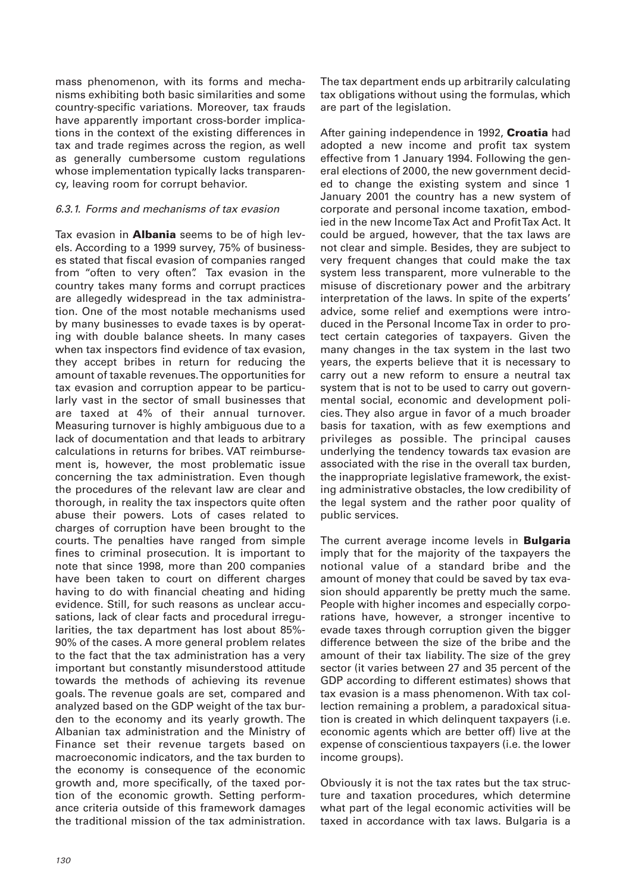mass phenomenon, with its forms and mechanisms exhibiting both basic similarities and some country-specific variations. Moreover, tax frauds have apparently important cross-border implications in the context of the existing differences in tax and trade regimes across the region, as well as generally cumbersome custom regulations whose implementation typically lacks transparency, leaving room for corrupt behavior.

### *6.3.1. Forms and mechanisms of tax evasion*

Tax evasion in **Albania** seems to be of high levels. According to a 1999 survey, 75% of businesses stated that fiscal evasion of companies ranged from "often to very often". Tax evasion in the country takes many forms and corrupt practices are allegedly widespread in the tax administration. One of the most notable mechanisms used by many businesses to evade taxes is by operating with double balance sheets. In many cases when tax inspectors find evidence of tax evasion, they accept bribes in return for reducing the amount of taxable revenues. The opportunities for tax evasion and corruption appear to be particularly vast in the sector of small businesses that are taxed at 4% of their annual turnover. Measuring turnover is highly ambiguous due to a lack of documentation and that leads to arbitrary calculations in returns for bribes. VAT reimbursement is, however, the most problematic issue concerning the tax administration. Even though the procedures of the relevant law are clear and thorough, in reality the tax inspectors quite often abuse their powers. Lots of cases related to charges of corruption have been brought to the courts. The penalties have ranged from simple fines to criminal prosecution. It is important to note that since 1998, more than 200 companies have been taken to court on different charges having to do with financial cheating and hiding evidence. Still, for such reasons as unclear accusations, lack of clear facts and procedural irregularities, the tax department has lost about 85%-90% of the cases. A more general problem relates to the fact that the tax administration has a very important but constantly misunderstood attitude towards the methods of achieving its revenue goals. The revenue goals are set, compared and analyzed based on the GDP weight of the tax burden to the economy and its yearly growth. The Albanian tax administration and the Ministry of Finance set their revenue targets based on macroeconomic indicators, and the tax burden to the economy is consequence of the economic growth and, more specifically, of the taxed portion of the economic growth. Setting performance criteria outside of this framework damages the traditional mission of the tax administration. The tax department ends up arbitrarily calculating tax obligations without using the formulas, which are part of the legislation.

After gaining independence in 1992, **Croatia** had adopted a new income and profit tax system effective from 1 January 1994. Following the general elections of 2000, the new government decided to change the existing system and since 1 January 2001 the country has a new system of corporate and personal income taxation, embodied in the new Income Tax Act and Profit Tax Act. It could be argued, however, that the tax laws are not clear and simple. Besides, they are subject to very frequent changes that could make the tax system less transparent, more vulnerable to the misuse of discretionary power and the arbitrary interpretation of the laws. In spite of the experts' advice, some relief and exemptions were introduced in the Personal Income Tax in order to protect certain categories of taxpayers. Given the many changes in the tax system in the last two years, the experts believe that it is necessary to carry out a new reform to ensure a neutral tax system that is not to be used to carry out governmental social, economic and development policies. They also argue in favor of a much broader basis for taxation, with as few exemptions and privileges as possible. The principal causes underlying the tendency towards tax evasion are associated with the rise in the overall tax burden, the inappropriate legislative framework, the existing administrative obstacles, the low credibility of the legal system and the rather poor quality of public services.

The current average income levels in **Bulgaria** imply that for the majority of the taxpayers the notional value of a standard bribe and the amount of money that could be saved by tax evasion should apparently be pretty much the same. People with higher incomes and especially corporations have, however, a stronger incentive to evade taxes through corruption given the bigger difference between the size of the bribe and the amount of their tax liability. The size of the grey sector (it varies between 27 and 35 percent of the GDP according to different estimates) shows that tax evasion is a mass phenomenon. With tax collection remaining a problem, a paradoxical situation is created in which delinquent taxpayers (i.e. economic agents which are better off) live at the expense of conscientious taxpayers (i.e. the lower income groups).

Obviously it is not the tax rates but the tax structure and taxation procedures, which determine what part of the legal economic activities will be taxed in accordance with tax laws. Bulgaria is a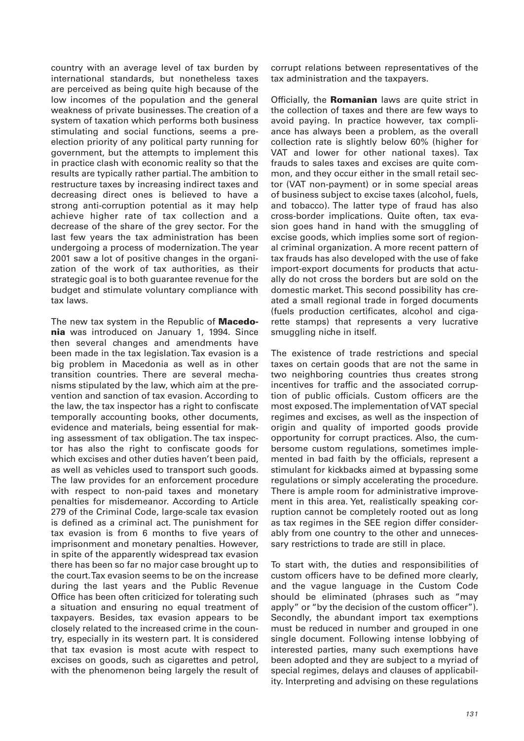country with an average level of tax burden by international standards, but nonetheless taxes are perceived as being quite high because of the low incomes of the population and the general weakness of private businesses. The creation of a system of taxation which performs both business stimulating and social functions, seems a pre-election priority of any political party running for government, but the attempts to implement this in practice clash with economic reality so that the results are typically rather partial. The ambition to restructure taxes by increasing indirect taxes and decreasing direct ones is believed to have a strong anti-corruption potential as it may help achieve higher rate of tax collection and a decrease of the share of the grey sector. For the last few years the tax administration has been undergoing a process of modernization. The year 2001 saw a lot of positive changes in the organization of the work of tax authorities, as their strategic goal is to both guarantee revenue for the budget and stimulate voluntary compliance with tax laws.

The new tax system in the Republic of **Macedonia** was introduced on January 1, 1994. Since then several changes and amendments have been made in the tax legislation. Tax evasion is a big problem in Macedonia as well as in other transition countries. There are several mechanisms stipulated by the law, which aim at the prevention and sanction of tax evasion. According to the law, the tax inspector has a right to confiscate temporally accounting books, other documents, evidence and materials, being essential for making assessment of tax obligation. The tax inspector has also the right to confiscate goods for which excises and other duties haven't been paid, as well as vehicles used to transport such goods. The law provides for an enforcement procedure with respect to non-paid taxes and monetary penalties for misdemeanor. According to Article 279 of the Criminal Code, large-scale tax evasion is defined as a criminal act. The punishment for tax evasion is from 6 months to five years of imprisonment and monetary penalties. However, in spite of the apparently widespread tax evasion there has been so far no major case brought up to the court. Tax evasion seems to be on the increase during the last years and the Public Revenue Office has been often criticized for tolerating such a situation and ensuring no equal treatment of taxpayers. Besides, tax evasion appears to be closely related to the increased crime in the country, especially in its western part. It is considered that tax evasion is most acute with respect to excises on goods, such as cigarettes and petrol, with the phenomenon being largely the result of corrupt relations between representatives of the tax administration and the taxpayers.

Officially, the **Romanian** laws are quite strict in the collection of taxes and there are few ways to avoid paying. In practice however, tax compliance has always been a problem, as the overall collection rate is slightly below 60% (higher for VAT and lower for other national taxes). Tax frauds to sales taxes and excises are quite common, and they occur either in the small retail sector (VAT non-payment) or in some special areas of business subject to excise taxes (alcohol, fuels, and tobacco). The latter type of fraud has also cross-border implications. Quite often, tax evasion goes hand in hand with the smuggling of excise goods, which implies some sort of regional criminal organization. A more recent pattern of tax frauds has also developed with the use of fake import-export documents for products that actually do not cross the borders but are sold on the domestic market. This second possibility has created a small regional trade in forged documents (fuels production certificates, alcohol and cigarette stamps) that represents a very lucrative smuggling niche in itself.

The existence of trade restrictions and special taxes on certain goods that are not the same in two neighboring countries thus creates strong incentives for traffic and the associated corruption of public officials. Custom officers are the most exposed. The implementation of VAT special regimes and excises, as well as the inspection of origin and quality of imported goods provide opportunity for corrupt practices. Also, the cumbersome custom regulations, sometimes implemented in bad faith by the officials, represent a stimulant for kickbacks aimed at bypassing some regulations or simply accelerating the procedure. There is ample room for administrative improvement in this area. Yet, realistically speaking corruption cannot be completely rooted out as long as tax regimes in the SEE region differ considerably from one country to the other and unnecessary restrictions to trade are still in place.

To start with, the duties and responsibilities of custom officers have to be defined more clearly, and the vague language in the Custom Code should be eliminated (phrases such as "may apply" or "by the decision of the custom officer"). Secondly, the abundant import tax exemptions must be reduced in number and grouped in one single document. Following intense lobbying of interested parties, many such exemptions have been adopted and they are subject to a myriad of special regimes, delays and clauses of applicability. Interpreting and advising on these regulations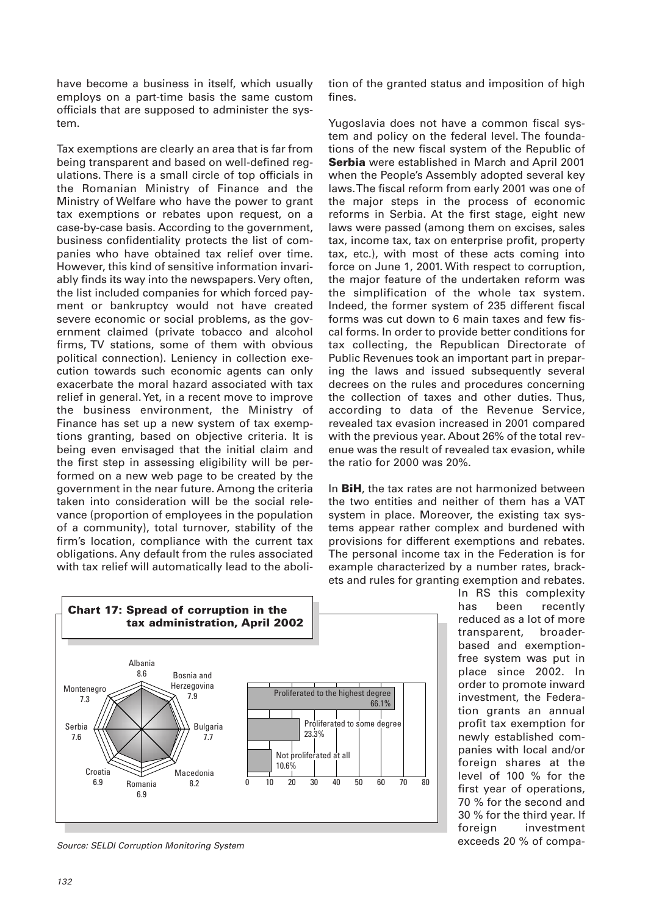have become a business in itself, which usually employs on a part-time basis the same custom officials that are supposed to administer the system.

Tax exemptions are clearly an area that is far from being transparent and based on well-defined regulations. There is a small circle of top officials in the Romanian Ministry of Finance and the Ministry of Welfare who have the power to grant tax exemptions or rebates upon request, on a case-by-case basis. According to the government, business confidentiality protects the list of companies who have obtained tax relief over time. However, this kind of sensitive information invariably finds its way into the newspapers. Very often, the list included companies for which forced payment or bankruptcy would not have created severe economic or social problems, as the government claimed (private tobacco and alcohol firms, TV stations, some of them with obvious political connection). Leniency in collection execution towards such economic agents can only exacerbate the moral hazard associated with tax relief in general. Yet, in a recent move to improve the business environment, the Ministry of Finance has set up a new system of tax exemptions granting, based on objective criteria. It is being even envisaged that the initial claim and the first step in assessing eligibility will be performed on a new web page to be created by the government in the near future. Among the criteria taken into consideration will be the social relevance (proportion of employees in the population of a community), total turnover, stability of the firm's location, compliance with the current tax obligations. Any default from the rules associated with tax relief will automatically lead to the abolition of the granted status and imposition of high fines.

Yugoslavia does not have a common fiscal system and policy on the federal level. The foundations of the new fiscal system of the Republic of **Serbia** were established in March and April 2001 when the People's Assembly adopted several key laws. The fiscal reform from early 2001 was one of the major steps in the process of economic reforms in Serbia. At the first stage, eight new laws were passed (among them on excises, sales tax, income tax, tax on enterprise profit, property tax, etc.), with most of these acts coming into force on June 1, 2001. With respect to corruption, the major feature of the undertaken reform was the simplification of the whole tax system. Indeed, the former system of 235 different fiscal forms was cut down to 6 main taxes and few fiscal forms. In order to provide better conditions for tax collecting, the Republican Directorate of Public Revenues took an important part in preparing the laws and issued subsequently several decrees on the rules and procedures concerning the collection of taxes and other duties. Thus, according to data of the Revenue Service, revealed tax evasion increased in 2001 compared with the previous year. About 26% of the total revenue was the result of revealed tax evasion, while the ratio for 2000 was 20%.

In **BiH**, the tax rates are not harmonized between the two entities and neither of them has a VAT system in place. Moreover, the existing tax systems appear rather complex and burdened with provisions for different exemptions and rebates. The personal income tax in the Federation is for example characterized by a number rates, brackets and rules for granting exemption and rebates. In RS this complexity has been recently reduced as a lot of more transparent, broader-based and exemption-free system was put in place since 2002. In order to promote inward investment, the Federation grants an annual profit tax exemption for newly established companies with local and/or foreign shares at the level of 100 % for the first year of operations, 70 % for the second and 30 % for the third year. If foreign investment exceeds 20 % of compa-

**Chart 17: Spread of corruption in the tax administration, April 2002**

| Country | Value |
|---|---|
| Albania | 8.6 |
| Bosnia and Herzegovina | 7.9 |
| Bulgaria | 7.7 |
| Macedonia | 8.2 |
| Romania | 6.9 |
| Croatia | 6.9 |
| Serbia | 7.6 |
| Montenegro | 7.3 |

| Response | % |
|---|---|
| Proliferated to the highest degree | 66.1% |
| Proliferated to some degree | 23.3% |
| Not proliferated at all | 10.6% |

*Source: SELDI Corruption Monitoring System*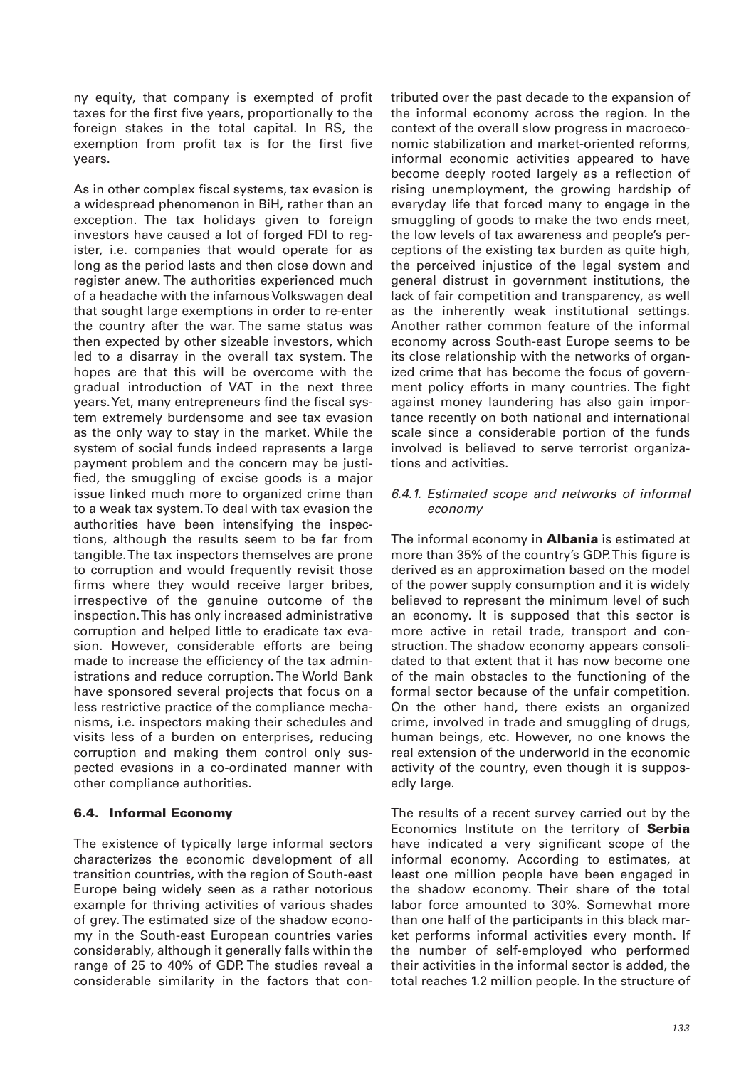ny equity, that company is exempted of profit taxes for the first five years, proportionally to the foreign stakes in the total capital. In RS, the exemption from profit tax is for the first five years.

As in other complex fiscal systems, tax evasion is a widespread phenomenon in BiH, rather than an exception. The tax holidays given to foreign investors have caused a lot of forged FDI to register, i.e. companies that would operate for as long as the period lasts and then close down and register anew. The authorities experienced much of a headache with the infamous Volkswagen deal that sought large exemptions in order to re-enter the country after the war. The same status was then expected by other sizeable investors, which led to a disarray in the overall tax system. The hopes are that this will be overcome with the gradual introduction of VAT in the next three years. Yet, many entrepreneurs find the fiscal system extremely burdensome and see tax evasion as the only way to stay in the market. While the system of social funds indeed represents a large payment problem and the concern may be justified, the smuggling of excise goods is a major issue linked much more to organized crime than to a weak tax system. To deal with tax evasion the authorities have been intensifying the inspections, although the results seem to be far from tangible. The tax inspectors themselves are prone to corruption and would frequently revisit those firms where they would receive larger bribes, irrespective of the genuine outcome of the inspection. This has only increased administrative corruption and helped little to eradicate tax evasion. However, considerable efforts are being made to increase the efficiency of the tax administrations and reduce corruption. The World Bank have sponsored several projects that focus on a less restrictive practice of the compliance mechanisms, i.e. inspectors making their schedules and visits less of a burden on enterprises, reducing corruption and making them control only suspected evasions in a co-ordinated manner with other compliance authorities.

## 6.4. Informal Economy

The existence of typically large informal sectors characterizes the economic development of all transition countries, with the region of South-east Europe being widely seen as a rather notorious example for thriving activities of various shades of grey. The estimated size of the shadow economy in the South-east European countries varies considerably, although it generally falls within the range of 25 to 40% of GDP. The studies reveal a considerable similarity in the factors that contributed over the past decade to the expansion of the informal economy across the region. In the context of the overall slow progress in macroeconomic stabilization and market-oriented reforms, informal economic activities appeared to have become deeply rooted largely as a reflection of rising unemployment, the growing hardship of everyday life that forced many to engage in the smuggling of goods to make the two ends meet, the low levels of tax awareness and people's perceptions of the existing tax burden as quite high, the perceived injustice of the legal system and general distrust in government institutions, the lack of fair competition and transparency, as well as the inherently weak institutional settings. Another rather common feature of the informal economy across South-east Europe seems to be its close relationship with the networks of organized crime that has become the focus of government policy efforts in many countries. The fight against money laundering has also gain importance recently on both national and international scale since a considerable portion of the funds involved is believed to serve terrorist organizations and activities.

### *6.4.1. Estimated scope and networks of informal economy*

The informal economy in **Albania** is estimated at more than 35% of the country's GDP. This figure is derived as an approximation based on the model of the power supply consumption and it is widely believed to represent the minimum level of such an economy. It is supposed that this sector is more active in retail trade, transport and construction. The shadow economy appears consolidated to that extent that it has now become one of the main obstacles to the functioning of the formal sector because of the unfair competition. On the other hand, there exists an organized crime, involved in trade and smuggling of drugs, human beings, etc. However, no one knows the real extension of the underworld in the economic activity of the country, even though it is supposedly large.

The results of a recent survey carried out by the Economics Institute on the territory of **Serbia** have indicated a very significant scope of the informal economy. According to estimates, at least one million people have been engaged in the shadow economy. Their share of the total labor force amounted to 30%. Somewhat more than one half of the participants in this black market performs informal activities every month. If the number of self-employed who performed their activities in the informal sector is added, the total reaches 1.2 million people. In the structure of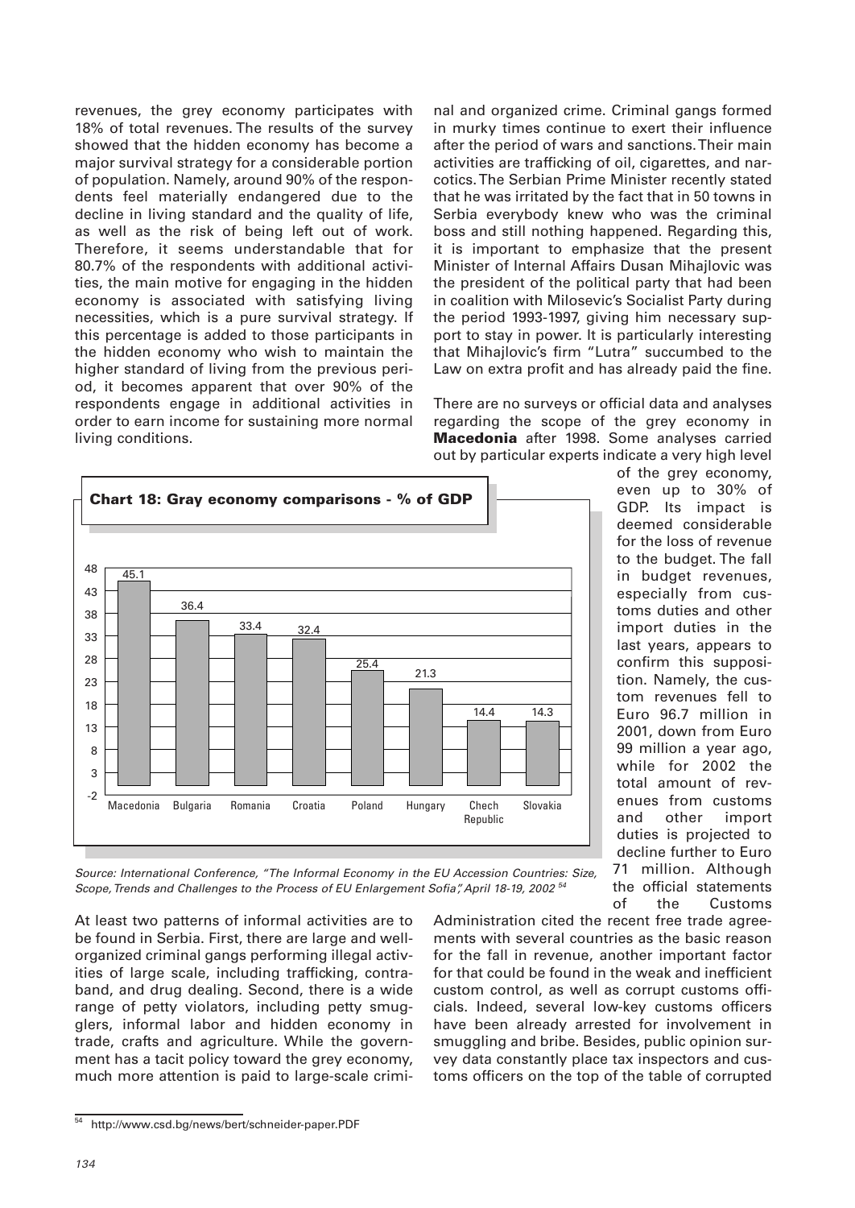revenues, the grey economy participates with 18% of total revenues. The results of the survey showed that the hidden economy has become a major survival strategy for a considerable portion of population. Namely, around 90% of the respondents feel materially endangered due to the decline in living standard and the quality of life, as well as the risk of being left out of work. Therefore, it seems understandable that for 80.7% of the respondents with additional activities, the main motive for engaging in the hidden economy is associated with satisfying living necessities, which is a pure survival strategy. If this percentage is added to those participants in the hidden economy who wish to maintain the higher standard of living from the previous period, it becomes apparent that over 90% of the respondents engage in additional activities in order to earn income for sustaining more normal living conditions.

At least two patterns of informal activities are to be found in Serbia. First, there are large and well-organized criminal gangs performing illegal activities of large scale, including trafficking, contraband, and drug dealing. Second, there is a wide range of petty violators, including petty smugglers, informal labor and hidden economy in trade, crafts and agriculture. While the government has a tacit policy toward the grey economy, much more attention is paid to large-scale criminal and organized crime. Criminal gangs formed in murky times continue to exert their influence after the period of wars and sanctions. Their main activities are trafficking of oil, cigarettes, and narcotics. The Serbian Prime Minister recently stated that he was irritated by the fact that in 50 towns in Serbia everybody knew who was the criminal boss and still nothing happened. Regarding this, it is important to emphasize that the present Minister of Internal Affairs Dusan Mihajlovic was the president of the political party that had been in coalition with Milosevic's Socialist Party during the period 1993-1997, giving him necessary support to stay in power. It is particularly interesting that Mihajlovic's firm "Lutra" succumbed to the Law on extra profit and has already paid the fine.

**Chart 18: Gray economy comparisons - % of GDP**

| Country | % of GDP |
|---|---|
| Macedonia | 45.1 |
| Bulgaria | 36.4 |
| Romania | 33.4 |
| Croatia | 32.4 |
| Poland | 25.4 |
| Hungary | 21.3 |
| Chech Republic | 14.4 |
| Slovakia | 14.3 |

*Source: International Conference, "The Informal Economy in the EU Accession Countries: Size, Scope, Trends and Challenges to the Process of EU Enlargement Sofia", April 18-19, 2002* [54]

There are no surveys or official data and analyses regarding the scope of the grey economy in **Macedonia** after 1998. Some analyses carried out by particular experts indicate a very high level of the grey economy, even up to 30% of GDP. Its impact is deemed considerable for the loss of revenue to the budget. The fall in budget revenues, especially from customs duties and other import duties in the last years, appears to confirm this supposition. Namely, the custom revenues fell to Euro 96.7 million in 2001, down from Euro 99 million a year ago, while for 2002 the total amount of revenues from customs and other import duties is projected to decline further to Euro 71 million. Although the official statements of the Customs Administration cited the recent free trade agreements with several countries as the basic reason for the fall in revenue, another important factor for that could be found in the weak and inefficient custom control, as well as corrupt customs officials. Indeed, several low-key customs officers have been already arrested for involvement in smuggling and bribe. Besides, public opinion survey data constantly place tax inspectors and customs officers on the top of the table of corrupted

[54] http://www.csd.bg/news/bert/schneider-paper.PDF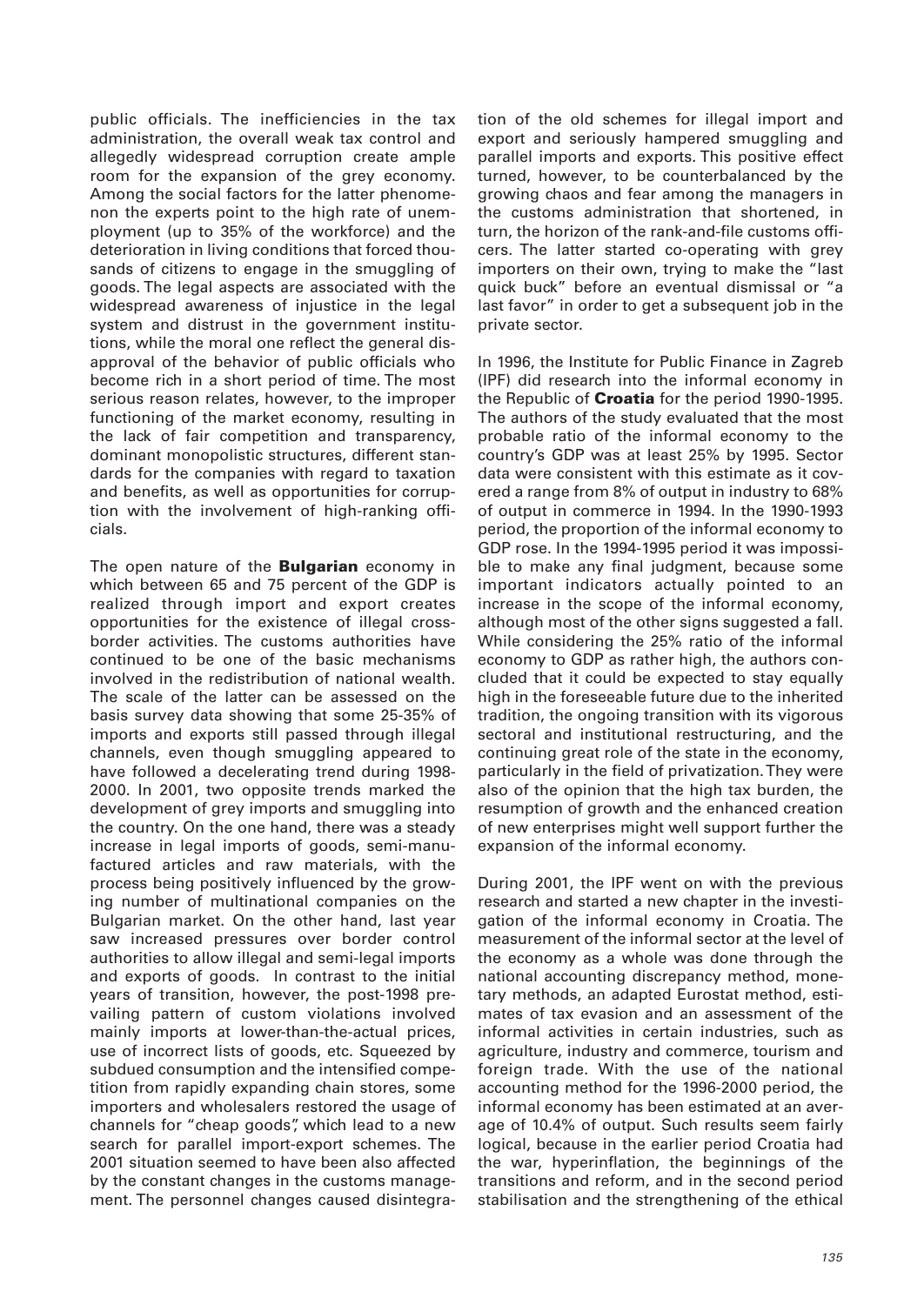public officials. The inefficiencies in the tax administration, the overall weak tax control and allegedly widespread corruption create ample room for the expansion of the grey economy. Among the social factors for the latter phenomenon the experts point to the high rate of unemployment (up to 35% of the workforce) and the deterioration in living conditions that forced thousands of citizens to engage in the smuggling of goods. The legal aspects are associated with the widespread awareness of injustice in the legal system and distrust in the government institutions, while the moral one reflect the general disapproval of the behavior of public officials who become rich in a short period of time. The most serious reason relates, however, to the improper functioning of the market economy, resulting in the lack of fair competition and transparency, dominant monopolistic structures, different standards for the companies with regard to taxation and benefits, as well as opportunities for corruption with the involvement of high-ranking officials.

The open nature of the **Bulgarian** economy in which between 65 and 75 percent of the GDP is realized through import and export creates opportunities for the existence of illegal cross-border activities. The customs authorities have continued to be one of the basic mechanisms involved in the redistribution of national wealth. The scale of the latter can be assessed on the basis survey data showing that some 25-35% of imports and exports still passed through illegal channels, even though smuggling appeared to have followed a decelerating trend during 1998-2000. In 2001, two opposite trends marked the development of grey imports and smuggling into the country. On the one hand, there was a steady increase in legal imports of goods, semi-manufactured articles and raw materials, with the process being positively influenced by the growing number of multinational companies on the Bulgarian market. On the other hand, last year saw increased pressures over border control authorities to allow illegal and semi-legal imports and exports of goods. In contrast to the initial years of transition, however, the post-1998 prevailing pattern of custom violations involved mainly imports at lower-than-the-actual prices, use of incorrect lists of goods, etc. Squeezed by subdued consumption and the intensified competition from rapidly expanding chain stores, some importers and wholesalers restored the usage of channels for "cheap goods", which lead to a new search for parallel import-export schemes. The 2001 situation seemed to have been also affected by the constant changes in the customs management. The personnel changes caused disintegration of the old schemes for illegal import and export and seriously hampered smuggling and parallel imports and exports. This positive effect turned, however, to be counterbalanced by the growing chaos and fear among the managers in the customs administration that shortened, in turn, the horizon of the rank-and-file customs officers. The latter started co-operating with grey importers on their own, trying to make the "last quick buck" before an eventual dismissal or "a last favor" in order to get a subsequent job in the private sector.

In 1996, the Institute for Public Finance in Zagreb (IPF) did research into the informal economy in the Republic of **Croatia** for the period 1990-1995. The authors of the study evaluated that the most probable ratio of the informal economy to the country's GDP was at least 25% by 1995. Sector data were consistent with this estimate as it covered a range from 8% of output in industry to 68% of output in commerce in 1994. In the 1990-1993 period, the proportion of the informal economy to GDP rose. In the 1994-1995 period it was impossible to make any final judgment, because some important indicators actually pointed to an increase in the scope of the informal economy, although most of the other signs suggested a fall. While considering the 25% ratio of the informal economy to GDP as rather high, the authors concluded that it could be expected to stay equally high in the foreseeable future due to the inherited tradition, the ongoing transition with its vigorous sectoral and institutional restructuring, and the continuing great role of the state in the economy, particularly in the field of privatization. They were also of the opinion that the high tax burden, the resumption of growth and the enhanced creation of new enterprises might well support further the expansion of the informal economy.

During 2001, the IPF went on with the previous research and started a new chapter in the investigation of the informal economy in Croatia. The measurement of the informal sector at the level of the economy as a whole was done through the national accounting discrepancy method, monetary methods, an adapted Eurostat method, estimates of tax evasion and an assessment of the informal activities in certain industries, such as agriculture, industry and commerce, tourism and foreign trade. With the use of the national accounting method for the 1996-2000 period, the informal economy has been estimated at an average of 10.4% of output. Such results seem fairly logical, because in the earlier period Croatia had the war, hyperinflation, the beginnings of the transitions and reform, and in the second period stabilisation and the strengthening of the ethical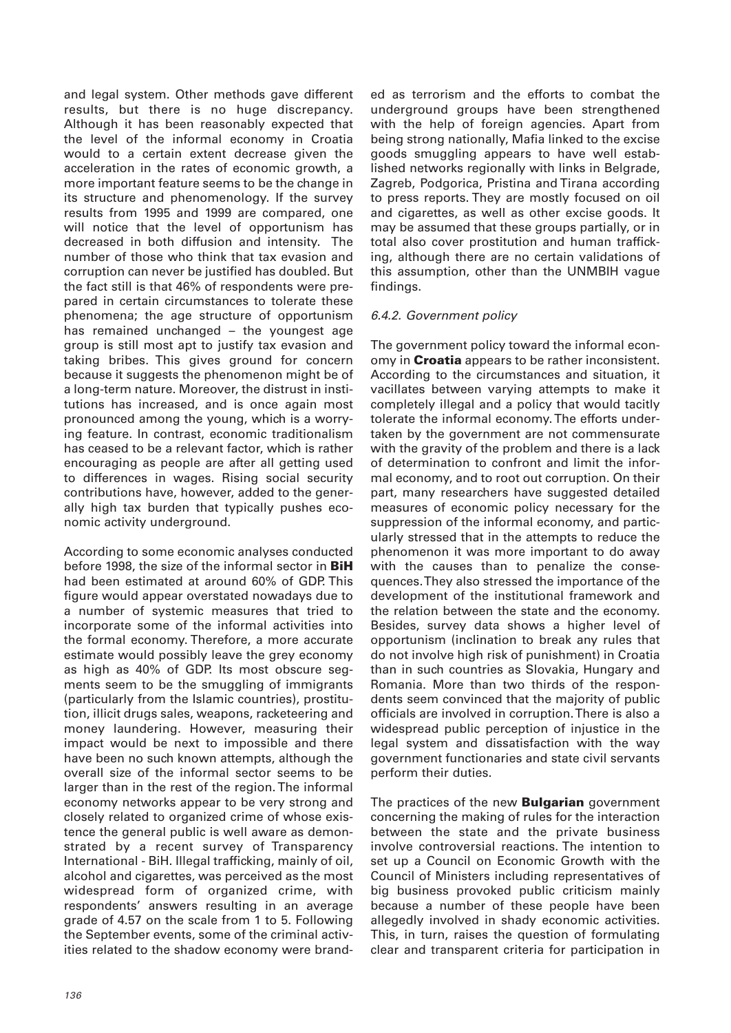and legal system. Other methods gave different results, but there is no huge discrepancy. Although it has been reasonably expected that the level of the informal economy in Croatia would to a certain extent decrease given the acceleration in the rates of economic growth, a more important feature seems to be the change in its structure and phenomenology. If the survey results from 1995 and 1999 are compared, one will notice that the level of opportunism has decreased in both diffusion and intensity. The number of those who think that tax evasion and corruption can never be justified has doubled. But the fact still is that 46% of respondents were prepared in certain circumstances to tolerate these phenomena; the age structure of opportunism has remained unchanged – the youngest age group is still most apt to justify tax evasion and taking bribes. This gives ground for concern because it suggests the phenomenon might be of a long-term nature. Moreover, the distrust in institutions has increased, and is once again most pronounced among the young, which is a worrying feature. In contrast, economic traditionalism has ceased to be a relevant factor, which is rather encouraging as people are after all getting used to differences in wages. Rising social security contributions have, however, added to the generally high tax burden that typically pushes economic activity underground.

According to some economic analyses conducted before 1998, the size of the informal sector in **BiH** had been estimated at around 60% of GDP. This figure would appear overstated nowadays due to a number of systemic measures that tried to incorporate some of the informal activities into the formal economy. Therefore, a more accurate estimate would possibly leave the grey economy as high as 40% of GDP. Its most obscure segments seem to be the smuggling of immigrants (particularly from the Islamic countries), prostitution, illicit drugs sales, weapons, racketeering and money laundering. However, measuring their impact would be next to impossible and there have been no such known attempts, although the overall size of the informal sector seems to be larger than in the rest of the region. The informal economy networks appear to be very strong and closely related to organized crime of whose existence the general public is well aware as demonstrated by a recent survey of Transparency International - BiH. Illegal trafficking, mainly of oil, alcohol and cigarettes, was perceived as the most widespread form of organized crime, with respondents' answers resulting in an average grade of 4.57 on the scale from 1 to 5. Following the September events, some of the criminal activities related to the shadow economy were branded as terrorism and the efforts to combat the underground groups have been strengthened with the help of foreign agencies. Apart from being strong nationally, Mafia linked to the excise goods smuggling appears to have well established networks regionally with links in Belgrade, Zagreb, Podgorica, Pristina and Tirana according to press reports. They are mostly focused on oil and cigarettes, as well as other excise goods. It may be assumed that these groups partially, or in total also cover prostitution and human trafficking, although there are no certain validations of this assumption, other than the UNMBIH vague findings.

*6.4.2. Government policy*

The government policy toward the informal economy in **Croatia** appears to be rather inconsistent. According to the circumstances and situation, it vacillates between varying attempts to make it completely illegal and a policy that would tacitly tolerate the informal economy. The efforts undertaken by the government are not commensurate with the gravity of the problem and there is a lack of determination to confront and limit the informal economy, and to root out corruption. On their part, many researchers have suggested detailed measures of economic policy necessary for the suppression of the informal economy, and particularly stressed that in the attempts to reduce the phenomenon it was more important to do away with the causes than to penalize the consequences. They also stressed the importance of the development of the institutional framework and the relation between the state and the economy. Besides, survey data shows a higher level of opportunism (inclination to break any rules that do not involve high risk of punishment) in Croatia than in such countries as Slovakia, Hungary and Romania. More than two thirds of the respondents seem convinced that the majority of public officials are involved in corruption. There is also a widespread public perception of injustice in the legal system and dissatisfaction with the way government functionaries and state civil servants perform their duties.

The practices of the new **Bulgarian** government concerning the making of rules for the interaction between the state and the private business involve controversial reactions. The intention to set up a Council on Economic Growth with the Council of Ministers including representatives of big business provoked public criticism mainly because a number of these people have been allegedly involved in shady economic activities. This, in turn, raises the question of formulating clear and transparent criteria for participation in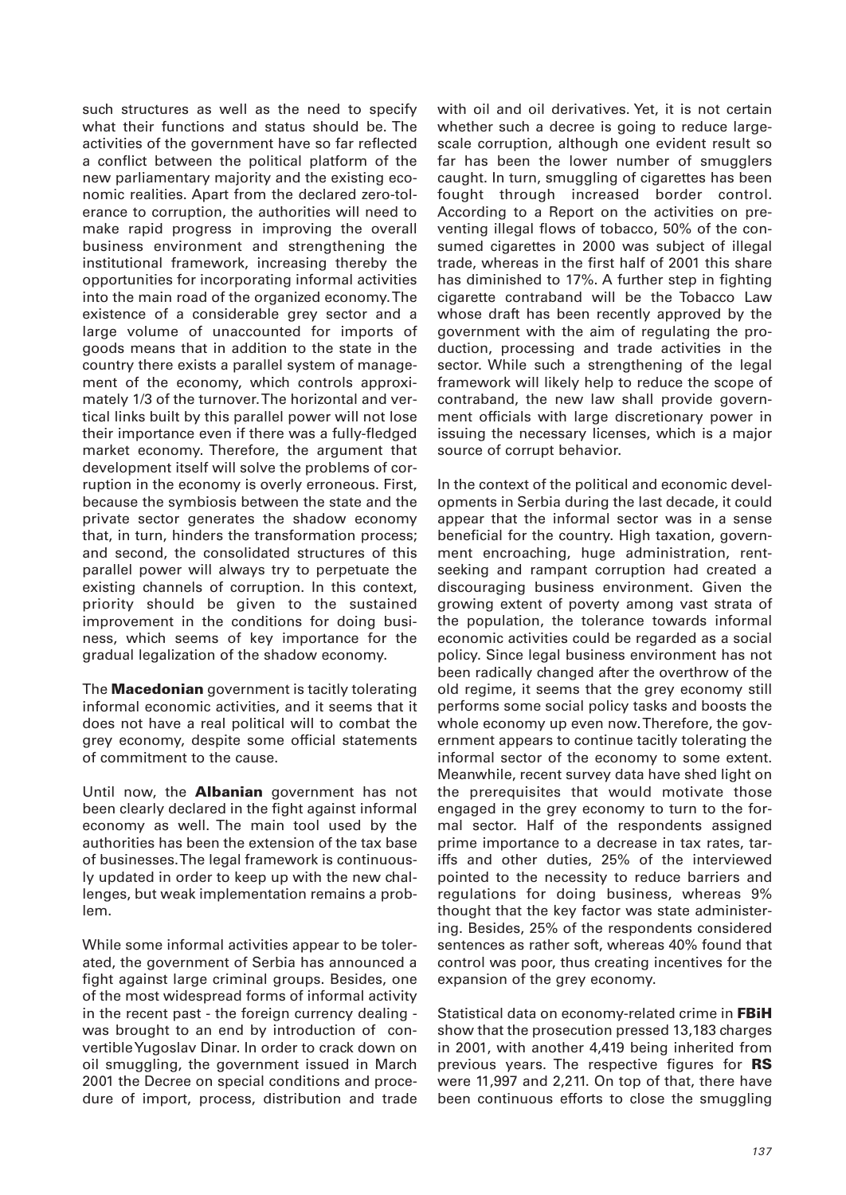such structures as well as the need to specify what their functions and status should be. The activities of the government have so far reflected a conflict between the political platform of the new parliamentary majority and the existing economic realities. Apart from the declared zero-tolerance to corruption, the authorities will need to make rapid progress in improving the overall business environment and strengthening the institutional framework, increasing thereby the opportunities for incorporating informal activities into the main road of the organized economy. The existence of a considerable grey sector and a large volume of unaccounted for imports of goods means that in addition to the state in the country there exists a parallel system of management of the economy, which controls approximately 1/3 of the turnover. The horizontal and vertical links built by this parallel power will not lose their importance even if there was a fully-fledged market economy. Therefore, the argument that development itself will solve the problems of corruption in the economy is overly erroneous. First, because the symbiosis between the state and the private sector generates the shadow economy that, in turn, hinders the transformation process; and second, the consolidated structures of this parallel power will always try to perpetuate the existing channels of corruption. In this context, priority should be given to the sustained improvement in the conditions for doing business, which seems of key importance for the gradual legalization of the shadow economy.

The **Macedonian** government is tacitly tolerating informal economic activities, and it seems that it does not have a real political will to combat the grey economy, despite some official statements of commitment to the cause.

Until now, the **Albanian** government has not been clearly declared in the fight against informal economy as well. The main tool used by the authorities has been the extension of the tax base of businesses. The legal framework is continuously updated in order to keep up with the new challenges, but weak implementation remains a problem.

While some informal activities appear to be tolerated, the government of Serbia has announced a fight against large criminal groups. Besides, one of the most widespread forms of informal activity in the recent past - the foreign currency dealing - was brought to an end by introduction of convertible Yugoslav Dinar. In order to crack down on oil smuggling, the government issued in March 2001 the Decree on special conditions and procedure of import, process, distribution and trade with oil and oil derivatives. Yet, it is not certain whether such a decree is going to reduce large-scale corruption, although one evident result so far has been the lower number of smugglers caught. In turn, smuggling of cigarettes has been fought through increased border control. According to a Report on the activities on preventing illegal flows of tobacco, 50% of the consumed cigarettes in 2000 was subject of illegal trade, whereas in the first half of 2001 this share has diminished to 17%. A further step in fighting cigarette contraband will be the Tobacco Law whose draft has been recently approved by the government with the aim of regulating the production, processing and trade activities in the sector. While such a strengthening of the legal framework will likely help to reduce the scope of contraband, the new law shall provide government officials with large discretionary power in issuing the necessary licenses, which is a major source of corrupt behavior.

In the context of the political and economic developments in Serbia during the last decade, it could appear that the informal sector was in a sense beneficial for the country. High taxation, government encroaching, huge administration, rent-seeking and rampant corruption had created a discouraging business environment. Given the growing extent of poverty among vast strata of the population, the tolerance towards informal economic activities could be regarded as a social policy. Since legal business environment has not been radically changed after the overthrow of the old regime, it seems that the grey economy still performs some social policy tasks and boosts the whole economy up even now. Therefore, the government appears to continue tacitly tolerating the informal sector of the economy to some extent. Meanwhile, recent survey data have shed light on the prerequisites that would motivate those engaged in the grey economy to turn to the formal sector. Half of the respondents assigned prime importance to a decrease in tax rates, tariffs and other duties, 25% of the interviewed pointed to the necessity to reduce barriers and regulations for doing business, whereas 9% thought that the key factor was state administering. Besides, 25% of the respondents considered sentences as rather soft, whereas 40% found that control was poor, thus creating incentives for the expansion of the grey economy.

Statistical data on economy-related crime in **FBiH** show that the prosecution pressed 13,183 charges in 2001, with another 4,419 being inherited from previous years. The respective figures for **RS** were 11,997 and 2,211. On top of that, there have been continuous efforts to close the smuggling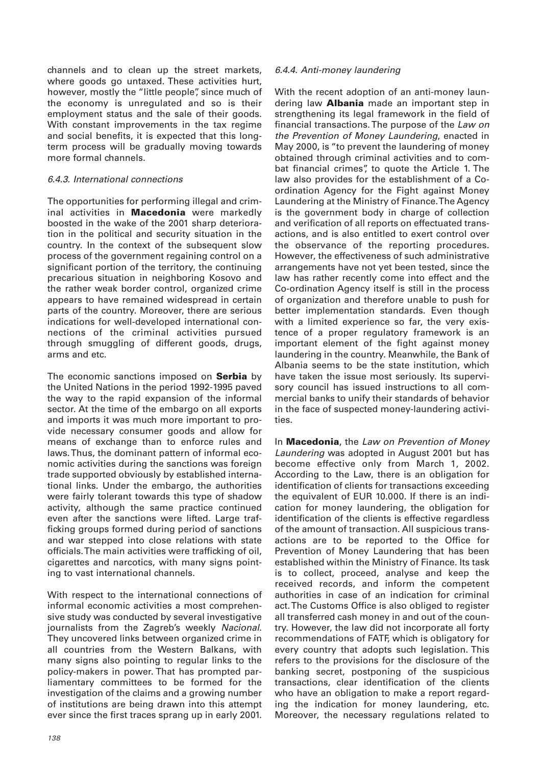channels and to clean up the street markets, where goods go untaxed. These activities hurt, however, mostly the "little people", since much of the economy is unregulated and so is their employment status and the sale of their goods. With constant improvements in the tax regime and social benefits, it is expected that this long-term process will be gradually moving towards more formal channels.

*6.4.3. International connections*

The opportunities for performing illegal and criminal activities in **Macedonia** were markedly boosted in the wake of the 2001 sharp deterioration in the political and security situation in the country. In the context of the subsequent slow process of the government regaining control on a significant portion of the territory, the continuing precarious situation in neighboring Kosovo and the rather weak border control, organized crime appears to have remained widespread in certain parts of the country. Moreover, there are serious indications for well-developed international connections of the criminal activities pursued through smuggling of different goods, drugs, arms and etc.

The economic sanctions imposed on **Serbia** by the United Nations in the period 1992-1995 paved the way to the rapid expansion of the informal sector. At the time of the embargo on all exports and imports it was much more important to provide necessary consumer goods and allow for means of exchange than to enforce rules and laws. Thus, the dominant pattern of informal economic activities during the sanctions was foreign trade supported obviously by established international links. Under the embargo, the authorities were fairly tolerant towards this type of shadow activity, although the same practice continued even after the sanctions were lifted. Large trafficking groups formed during period of sanctions and war stepped into close relations with state officials. The main activities were trafficking of oil, cigarettes and narcotics, with many signs pointing to vast international channels.

With respect to the international connections of informal economic activities a most comprehensive study was conducted by several investigative journalists from the Zagreb's weekly *Nacional*. They uncovered links between organized crime in all countries from the Western Balkans, with many signs also pointing to regular links to the policy-makers in power. That has prompted parliamentary committees to be formed for the investigation of the claims and a growing number of institutions are being drawn into this attempt ever since the first traces sprang up in early 2001.

*6.4.4. Anti-money laundering*

With the recent adoption of an anti-money laundering law **Albania** made an important step in strengthening its legal framework in the field of financial transactions. The purpose of the *Law on the Prevention of Money Laundering*, enacted in May 2000, is "to prevent the laundering of money obtained through criminal activities and to combat financial crimes", to quote the Article 1. The law also provides for the establishment of a Co-ordination Agency for the Fight against Money Laundering at the Ministry of Finance. The Agency is the government body in charge of collection and verification of all reports on effectuated transactions, and is also entitled to exert control over the observance of the reporting procedures. However, the effectiveness of such administrative arrangements have not yet been tested, since the law has rather recently come into effect and the Co-ordination Agency itself is still in the process of organization and therefore unable to push for better implementation standards. Even though with a limited experience so far, the very existence of a proper regulatory framework is an important element of the fight against money laundering in the country. Meanwhile, the Bank of Albania seems to be the state institution, which have taken the issue most seriously. Its supervisory council has issued instructions to all commercial banks to unify their standards of behavior in the face of suspected money-laundering activities.

In **Macedonia**, the *Law on Prevention of Money Laundering* was adopted in August 2001 but has become effective only from March 1, 2002. According to the Law, there is an obligation for identification of clients for transactions exceeding the equivalent of EUR 10.000. If there is an indication for money laundering, the obligation for identification of the clients is effective regardless of the amount of transaction. All suspicious transactions are to be reported to the Office for Prevention of Money Laundering that has been established within the Ministry of Finance. Its task is to collect, proceed, analyse and keep the received records, and inform the competent authorities in case of an indication for criminal act. The Customs Office is also obliged to register all transferred cash money in and out of the country. However, the law did not incorporate all forty recommendations of FATF, which is obligatory for every country that adopts such legislation. This refers to the provisions for the disclosure of the banking secret, postponing of the suspicious transactions, clear identification of the clients who have an obligation to make a report regarding the indication for money laundering, etc. Moreover, the necessary regulations related to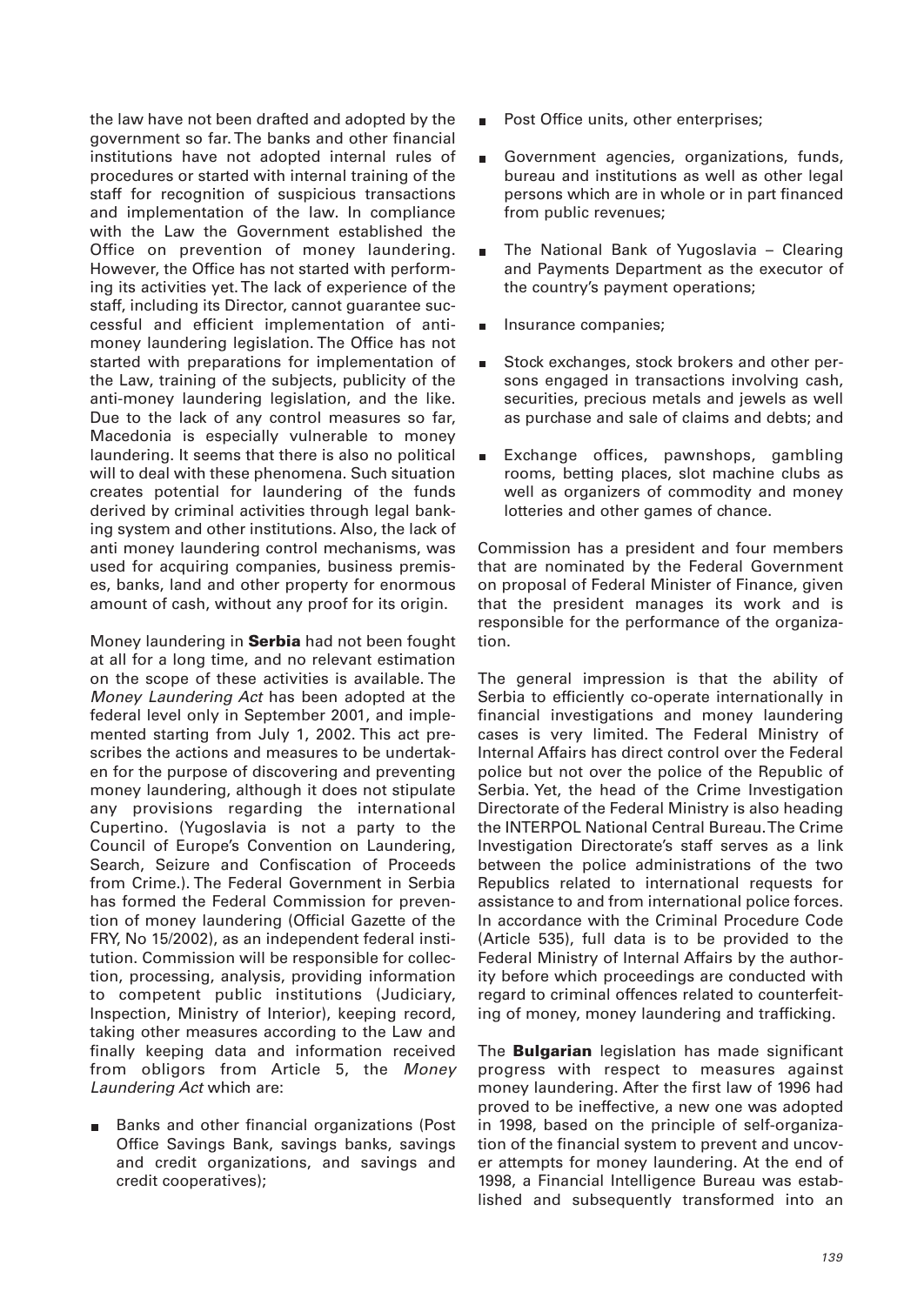the law have not been drafted and adopted by the government so far. The banks and other financial institutions have not adopted internal rules of procedures or started with internal training of the staff for recognition of suspicious transactions and implementation of the law. In compliance with the Law the Government established the Office on prevention of money laundering. However, the Office has not started with performing its activities yet. The lack of experience of the staff, including its Director, cannot guarantee successful and efficient implementation of anti-money laundering legislation. The Office has not started with preparations for implementation of the Law, training of the subjects, publicity of the anti-money laundering legislation, and the like. Due to the lack of any control measures so far, Macedonia is especially vulnerable to money laundering. It seems that there is also no political will to deal with these phenomena. Such situation creates potential for laundering of the funds derived by criminal activities through legal banking system and other institutions. Also, the lack of anti money laundering control mechanisms, was used for acquiring companies, business premises, banks, land and other property for enormous amount of cash, without any proof for its origin.

Money laundering in **Serbia** had not been fought at all for a long time, and no relevant estimation on the scope of these activities is available. The *Money Laundering Act* has been adopted at the federal level only in September 2001, and implemented starting from July 1, 2002. This act prescribes the actions and measures to be undertaken for the purpose of discovering and preventing money laundering, although it does not stipulate any provisions regarding the international Cupertino. (Yugoslavia is not a party to the Council of Europe's Convention on Laundering, Search, Seizure and Confiscation of Proceeds from Crime.). The Federal Government in Serbia has formed the Federal Commission for prevention of money laundering (Official Gazette of the FRY, No 15/2002), as an independent federal institution. Commission will be responsible for collection, processing, analysis, providing information to competent public institutions (Judiciary, Inspection, Ministry of Interior), keeping record, taking other measures according to the Law and finally keeping data and information received from obligors from Article 5, the *Money Laundering Act* which are:

- Banks and other financial organizations (Post Office Savings Bank, savings banks, savings and credit organizations, and savings and credit cooperatives);
- Post Office units, other enterprises;
- Government agencies, organizations, funds, bureau and institutions as well as other legal persons which are in whole or in part financed from public revenues;
- The National Bank of Yugoslavia – Clearing and Payments Department as the executor of the country's payment operations;
- Insurance companies;
- Stock exchanges, stock brokers and other persons engaged in transactions involving cash, securities, precious metals and jewels as well as purchase and sale of claims and debts; and
- Exchange offices, pawnshops, gambling rooms, betting places, slot machine clubs as well as organizers of commodity and money lotteries and other games of chance.

Commission has a president and four members that are nominated by the Federal Government on proposal of Federal Minister of Finance, given that the president manages its work and is responsible for the performance of the organization.

The general impression is that the ability of Serbia to efficiently co-operate internationally in financial investigations and money laundering cases is very limited. The Federal Ministry of Internal Affairs has direct control over the Federal police but not over the police of the Republic of Serbia. Yet, the head of the Crime Investigation Directorate of the Federal Ministry is also heading the INTERPOL National Central Bureau. The Crime Investigation Directorate's staff serves as a link between the police administrations of the two Republics related to international requests for assistance to and from international police forces. In accordance with the Criminal Procedure Code (Article 535), full data is to be provided to the Federal Ministry of Internal Affairs by the authority before which proceedings are conducted with regard to criminal offences related to counterfeiting of money, money laundering and trafficking.

The **Bulgarian** legislation has made significant progress with respect to measures against money laundering. After the first law of 1996 had proved to be ineffective, a new one was adopted in 1998, based on the principle of self-organization of the financial system to prevent and uncover attempts for money laundering. At the end of 1998, a Financial Intelligence Bureau was established and subsequently transformed into an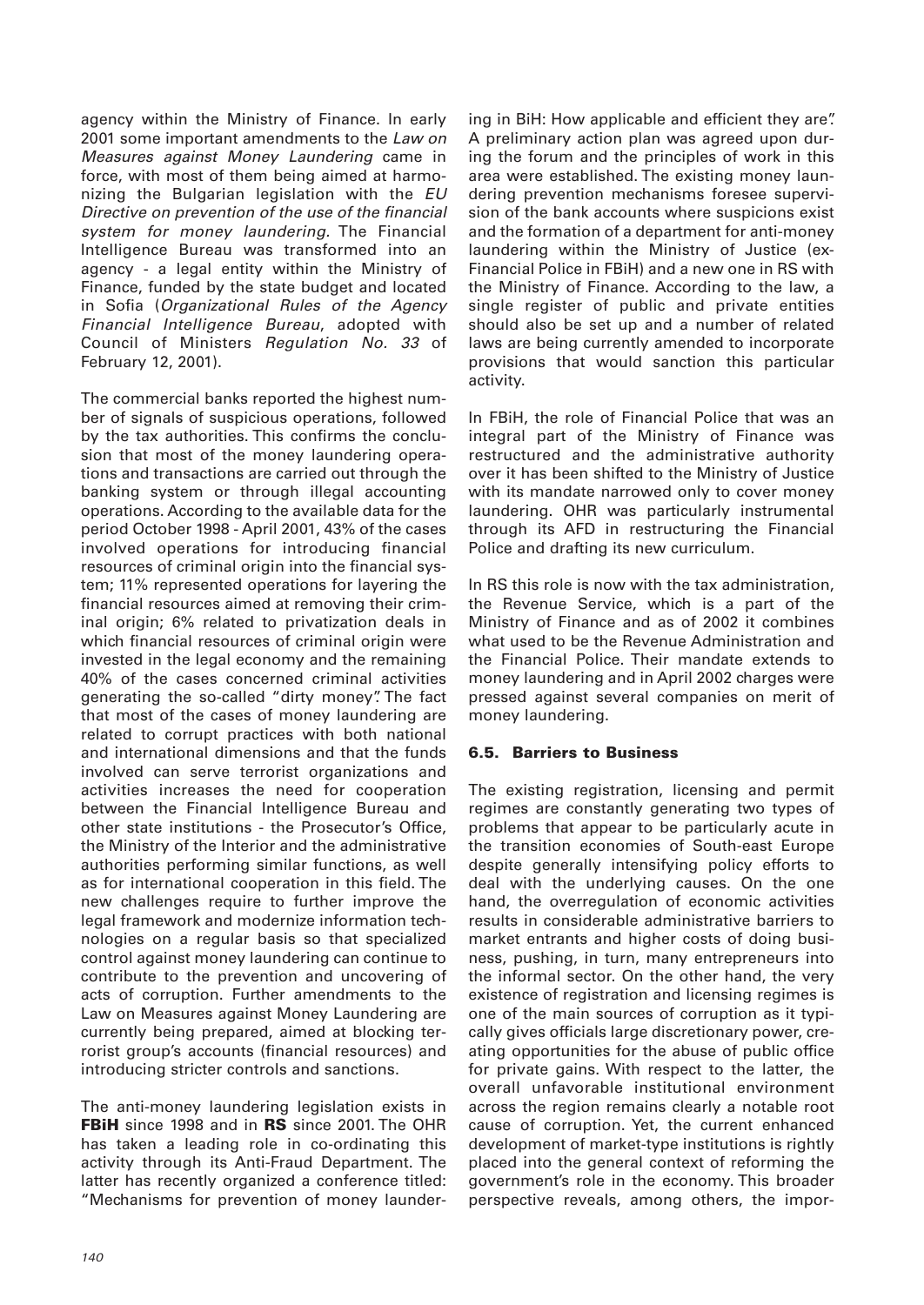agency within the Ministry of Finance. In early 2001 some important amendments to the *Law on Measures against Money Laundering* came in force, with most of them being aimed at harmonizing the Bulgarian legislation with the *EU Directive on prevention of the use of the financial system for money laundering*. The Financial Intelligence Bureau was transformed into an agency - a legal entity within the Ministry of Finance, funded by the state budget and located in Sofia (*Organizational Rules of the Agency Financial Intelligence Bureau*, adopted with Council of Ministers *Regulation No. 33* of February 12, 2001).

The commercial banks reported the highest number of signals of suspicious operations, followed by the tax authorities. This confirms the conclusion that most of the money laundering operations and transactions are carried out through the banking system or through illegal accounting operations. According to the available data for the period October 1998 - April 2001, 43% of the cases involved operations for introducing financial resources of criminal origin into the financial system; 11% represented operations for layering the financial resources aimed at removing their criminal origin; 6% related to privatization deals in which financial resources of criminal origin were invested in the legal economy and the remaining 40% of the cases concerned criminal activities generating the so-called "dirty money". The fact that most of the cases of money laundering are related to corrupt practices with both national and international dimensions and that the funds involved can serve terrorist organizations and activities increases the need for cooperation between the Financial Intelligence Bureau and other state institutions - the Prosecutor's Office, the Ministry of the Interior and the administrative authorities performing similar functions, as well as for international cooperation in this field. The new challenges require to further improve the legal framework and modernize information technologies on a regular basis so that specialized control against money laundering can continue to contribute to the prevention and uncovering of acts of corruption. Further amendments to the Law on Measures against Money Laundering are currently being prepared, aimed at blocking terrorist group's accounts (financial resources) and introducing stricter controls and sanctions.

The anti-money laundering legislation exists in **FBiH** since 1998 and in **RS** since 2001. The OHR has taken a leading role in co-ordinating this activity through its Anti-Fraud Department. The latter has recently organized a conference titled: "Mechanisms for prevention of money laundering in BiH: How applicable and efficient they are". A preliminary action plan was agreed upon during the forum and the principles of work in this area were established. The existing money laundering prevention mechanisms foresee supervision of the bank accounts where suspicions exist and the formation of a department for anti-money laundering within the Ministry of Justice (ex-Financial Police in FBiH) and a new one in RS with the Ministry of Finance. According to the law, a single register of public and private entities should also be set up and a number of related laws are being currently amended to incorporate provisions that would sanction this particular activity.

In FBiH, the role of Financial Police that was an integral part of the Ministry of Finance was restructured and the administrative authority over it has been shifted to the Ministry of Justice with its mandate narrowed only to cover money laundering. OHR was particularly instrumental through its AFD in restructuring the Financial Police and drafting its new curriculum.

In RS this role is now with the tax administration, the Revenue Service, which is a part of the Ministry of Finance and as of 2002 it combines what used to be the Revenue Administration and the Financial Police. Their mandate extends to money laundering and in April 2002 charges were pressed against several companies on merit of money laundering.

### 6.5. Barriers to Business

The existing registration, licensing and permit regimes are constantly generating two types of problems that appear to be particularly acute in the transition economies of South-east Europe despite generally intensifying policy efforts to deal with the underlying causes. On the one hand, the overregulation of economic activities results in considerable administrative barriers to market entrants and higher costs of doing business, pushing, in turn, many entrepreneurs into the informal sector. On the other hand, the very existence of registration and licensing regimes is one of the main sources of corruption as it typically gives officials large discretionary power, creating opportunities for the abuse of public office for private gains. With respect to the latter, the overall unfavorable institutional environment across the region remains clearly a notable root cause of corruption. Yet, the current enhanced development of market-type institutions is rightly placed into the general context of reforming the government's role in the economy. This broader perspective reveals, among others, the impor-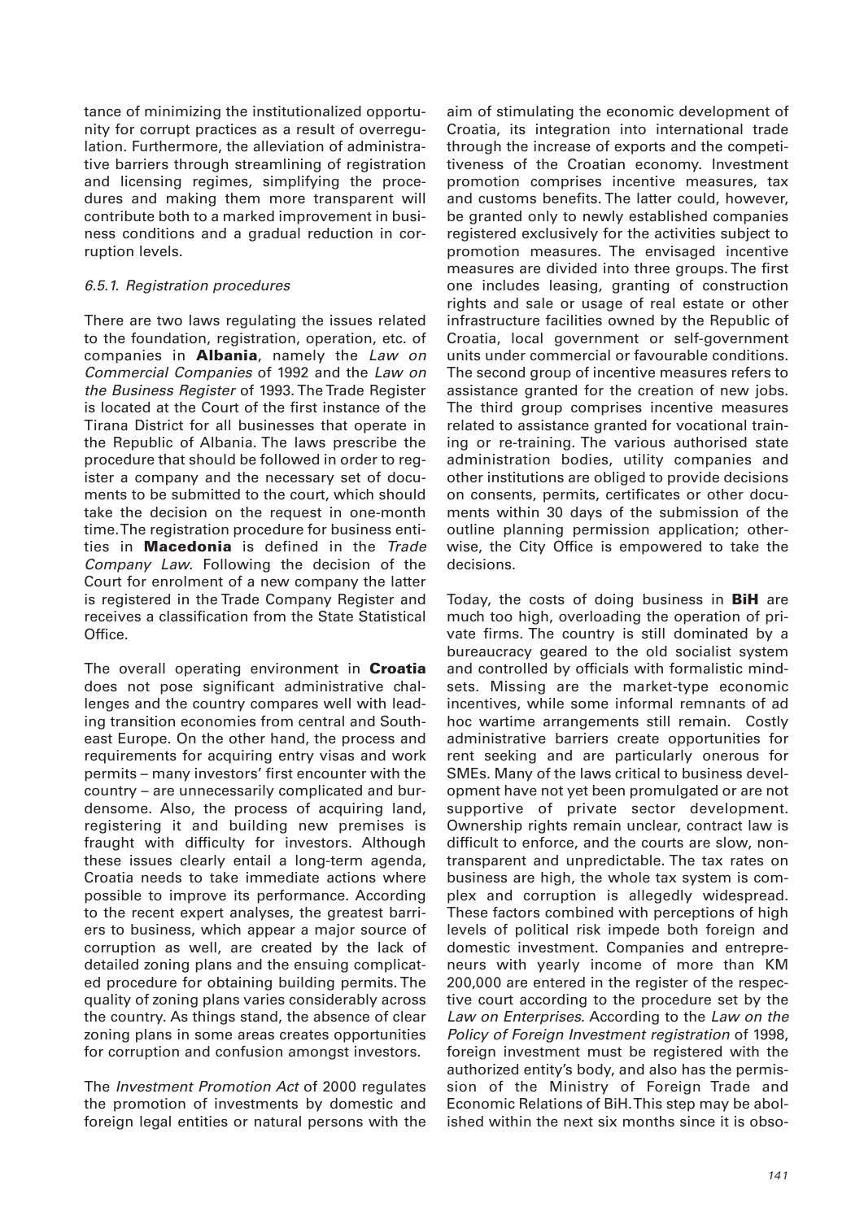tance of minimizing the institutionalized opportunity for corrupt practices as a result of overregulation. Furthermore, the alleviation of administrative barriers through streamlining of registration and licensing regimes, simplifying the procedures and making them more transparent will contribute both to a marked improvement in business conditions and a gradual reduction in corruption levels.

*6.5.1. Registration procedures*

There are two laws regulating the issues related to the foundation, registration, operation, etc. of companies in **Albania**, namely the *Law on Commercial Companies* of 1992 and the *Law on the Business Register* of 1993. The Trade Register is located at the Court of the first instance of the Tirana District for all businesses that operate in the Republic of Albania. The laws prescribe the procedure that should be followed in order to register a company and the necessary set of documents to be submitted to the court, which should take the decision on the request in one-month time. The registration procedure for business entities in **Macedonia** is defined in the *Trade Company Law*. Following the decision of the Court for enrolment of a new company the latter is registered in the Trade Company Register and receives a classification from the State Statistical Office.

The overall operating environment in **Croatia** does not pose significant administrative challenges and the country compares well with leading transition economies from central and Southeast Europe. On the other hand, the process and requirements for acquiring entry visas and work permits – many investors' first encounter with the country – are unnecessarily complicated and burdensome. Also, the process of acquiring land, registering it and building new premises is fraught with difficulty for investors. Although these issues clearly entail a long-term agenda, Croatia needs to take immediate actions where possible to improve its performance. According to the recent expert analyses, the greatest barriers to business, which appear a major source of corruption as well, are created by the lack of detailed zoning plans and the ensuing complicated procedure for obtaining building permits. The quality of zoning plans varies considerably across the country. As things stand, the absence of clear zoning plans in some areas creates opportunities for corruption and confusion amongst investors.

The *Investment Promotion Act* of 2000 regulates the promotion of investments by domestic and foreign legal entities or natural persons with the aim of stimulating the economic development of Croatia, its integration into international trade through the increase of exports and the competitiveness of the Croatian economy. Investment promotion comprises incentive measures, tax and customs benefits. The latter could, however, be granted only to newly established companies registered exclusively for the activities subject to promotion measures. The envisaged incentive measures are divided into three groups. The first one includes leasing, granting of construction rights and sale or usage of real estate or other infrastructure facilities owned by the Republic of Croatia, local government or self-government units under commercial or favourable conditions. The second group of incentive measures refers to assistance granted for the creation of new jobs. The third group comprises incentive measures related to assistance granted for vocational training or re-training. The various authorised state administration bodies, utility companies and other institutions are obliged to provide decisions on consents, permits, certificates or other documents within 30 days of the submission of the outline planning permission application; otherwise, the City Office is empowered to take the decisions.

Today, the costs of doing business in **BiH** are much too high, overloading the operation of private firms. The country is still dominated by a bureaucracy geared to the old socialist system and controlled by officials with formalistic mindsets. Missing are the market-type economic incentives, while some informal remnants of ad hoc wartime arrangements still remain. Costly administrative barriers create opportunities for rent seeking and are particularly onerous for SMEs. Many of the laws critical to business development have not yet been promulgated or are not supportive of private sector development. Ownership rights remain unclear, contract law is difficult to enforce, and the courts are slow, non-transparent and unpredictable. The tax rates on business are high, the whole tax system is complex and corruption is allegedly widespread. These factors combined with perceptions of high levels of political risk impede both foreign and domestic investment. Companies and entrepreneurs with yearly income of more than KM 200,000 are entered in the register of the respective court according to the procedure set by the *Law on Enterprises*. According to the *Law on the Policy of Foreign Investment registration* of 1998, foreign investment must be registered with the authorized entity's body, and also has the permission of the Ministry of Foreign Trade and Economic Relations of BiH. This step may be abolished within the next six months since it is obso-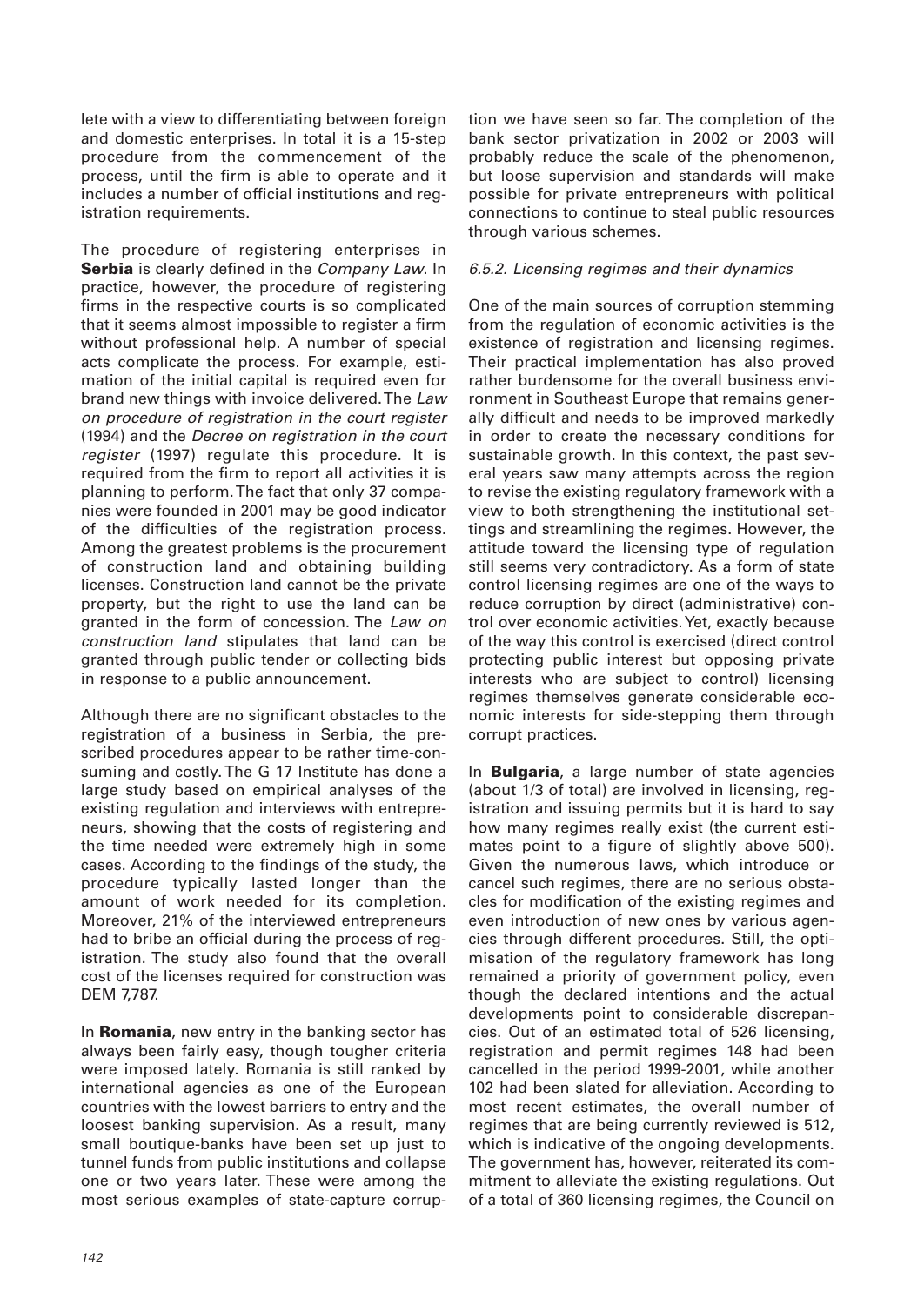lete with a view to differentiating between foreign and domestic enterprises. In total it is a 15-step procedure from the commencement of the process, until the firm is able to operate and it includes a number of official institutions and registration requirements.

The procedure of registering enterprises in **Serbia** is clearly defined in the *Company Law*. In practice, however, the procedure of registering firms in the respective courts is so complicated that it seems almost impossible to register a firm without professional help. A number of special acts complicate the process. For example, estimation of the initial capital is required even for brand new things with invoice delivered. The *Law on procedure of registration in the court register* (1994) and the *Decree on registration in the court register* (1997) regulate this procedure. It is required from the firm to report all activities it is planning to perform. The fact that only 37 companies were founded in 2001 may be good indicator of the difficulties of the registration process. Among the greatest problems is the procurement of construction land and obtaining building licenses. Construction land cannot be the private property, but the right to use the land can be granted in the form of concession. The *Law on construction land* stipulates that land can be granted through public tender or collecting bids in response to a public announcement.

Although there are no significant obstacles to the registration of a business in Serbia, the prescribed procedures appear to be rather time-consuming and costly. The G 17 Institute has done a large study based on empirical analyses of the existing regulation and interviews with entrepreneurs, showing that the costs of registering and the time needed were extremely high in some cases. According to the findings of the study, the procedure typically lasted longer than the amount of work needed for its completion. Moreover, 21% of the interviewed entrepreneurs had to bribe an official during the process of registration. The study also found that the overall cost of the licenses required for construction was DEM 7,787.

In **Romania**, new entry in the banking sector has always been fairly easy, though tougher criteria were imposed lately. Romania is still ranked by international agencies as one of the European countries with the lowest barriers to entry and the loosest banking supervision. As a result, many small boutique-banks have been set up just to tunnel funds from public institutions and collapse one or two years later. These were among the most serious examples of state-capture corruption we have seen so far. The completion of the bank sector privatization in 2002 or 2003 will probably reduce the scale of the phenomenon, but loose supervision and standards will make possible for private entrepreneurs with political connections to continue to steal public resources through various schemes.

#### *6.5.2. Licensing regimes and their dynamics*

One of the main sources of corruption stemming from the regulation of economic activities is the existence of registration and licensing regimes. Their practical implementation has also proved rather burdensome for the overall business environment in Southeast Europe that remains generally difficult and needs to be improved markedly in order to create the necessary conditions for sustainable growth. In this context, the past several years saw many attempts across the region to revise the existing regulatory framework with a view to both strengthening the institutional settings and streamlining the regimes. However, the attitude toward the licensing type of regulation still seems very contradictory. As a form of state control licensing regimes are one of the ways to reduce corruption by direct (administrative) control over economic activities. Yet, exactly because of the way this control is exercised (direct control protecting public interest but opposing private interests who are subject to control) licensing regimes themselves generate considerable economic interests for side-stepping them through corrupt practices.

In **Bulgaria**, a large number of state agencies (about 1/3 of total) are involved in licensing, registration and issuing permits but it is hard to say how many regimes really exist (the current estimates point to a figure of slightly above 500). Given the numerous laws, which introduce or cancel such regimes, there are no serious obstacles for modification of the existing regimes and even introduction of new ones by various agencies through different procedures. Still, the optimisation of the regulatory framework has long remained a priority of government policy, even though the declared intentions and the actual developments point to considerable discrepancies. Out of an estimated total of 526 licensing, registration and permit regimes 148 had been cancelled in the period 1999-2001, while another 102 had been slated for alleviation. According to most recent estimates, the overall number of regimes that are being currently reviewed is 512, which is indicative of the ongoing developments. The government has, however, reiterated its commitment to alleviate the existing regulations. Out of a total of 360 licensing regimes, the Council on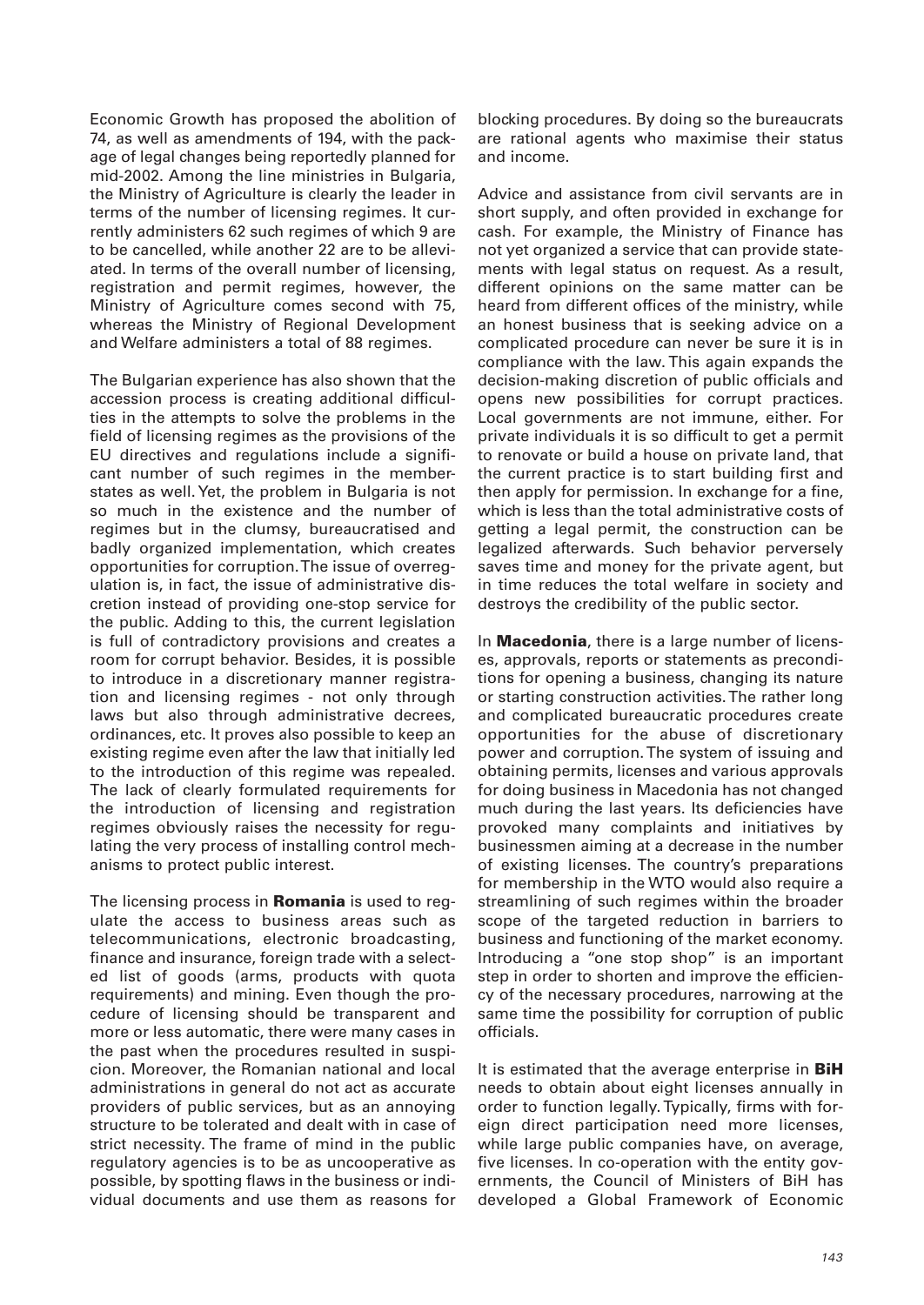Economic Growth has proposed the abolition of 74, as well as amendments of 194, with the package of legal changes being reportedly planned for mid-2002. Among the line ministries in Bulgaria, the Ministry of Agriculture is clearly the leader in terms of the number of licensing regimes. It currently administers 62 such regimes of which 9 are to be cancelled, while another 22 are to be alleviated. In terms of the overall number of licensing, registration and permit regimes, however, the Ministry of Agriculture comes second with 75, whereas the Ministry of Regional Development and Welfare administers a total of 88 regimes.

The Bulgarian experience has also shown that the accession process is creating additional difficulties in the attempts to solve the problems in the field of licensing regimes as the provisions of the EU directives and regulations include a significant number of such regimes in the member-states as well. Yet, the problem in Bulgaria is not so much in the existence and the number of regimes but in the clumsy, bureaucratised and badly organized implementation, which creates opportunities for corruption. The issue of overregulation is, in fact, the issue of administrative discretion instead of providing one-stop service for the public. Adding to this, the current legislation is full of contradictory provisions and creates a room for corrupt behavior. Besides, it is possible to introduce in a discretionary manner registration and licensing regimes - not only through laws but also through administrative decrees, ordinances, etc. It proves also possible to keep an existing regime even after the law that initially led to the introduction of this regime was repealed. The lack of clearly formulated requirements for the introduction of licensing and registration regimes obviously raises the necessity for regulating the very process of installing control mechanisms to protect public interest.

The licensing process in **Romania** is used to regulate the access to business areas such as telecommunications, electronic broadcasting, finance and insurance, foreign trade with a selected list of goods (arms, products with quota requirements) and mining. Even though the procedure of licensing should be transparent and more or less automatic, there were many cases in the past when the procedures resulted in suspicion. Moreover, the Romanian national and local administrations in general do not act as accurate providers of public services, but as an annoying structure to be tolerated and dealt with in case of strict necessity. The frame of mind in the public regulatory agencies is to be as uncooperative as possible, by spotting flaws in the business or individual documents and use them as reasons for blocking procedures. By doing so the bureaucrats are rational agents who maximise their status and income.

Advice and assistance from civil servants are in short supply, and often provided in exchange for cash. For example, the Ministry of Finance has not yet organized a service that can provide statements with legal status on request. As a result, different opinions on the same matter can be heard from different offices of the ministry, while an honest business that is seeking advice on a complicated procedure can never be sure it is in compliance with the law. This again expands the decision-making discretion of public officials and opens new possibilities for corrupt practices. Local governments are not immune, either. For private individuals it is so difficult to get a permit to renovate or build a house on private land, that the current practice is to start building first and then apply for permission. In exchange for a fine, which is less than the total administrative costs of getting a legal permit, the construction can be legalized afterwards. Such behavior perversely saves time and money for the private agent, but in time reduces the total welfare in society and destroys the credibility of the public sector.

In **Macedonia**, there is a large number of licenses, approvals, reports or statements as preconditions for opening a business, changing its nature or starting construction activities. The rather long and complicated bureaucratic procedures create opportunities for the abuse of discretionary power and corruption. The system of issuing and obtaining permits, licenses and various approvals for doing business in Macedonia has not changed much during the last years. Its deficiencies have provoked many complaints and initiatives by businessmen aiming at a decrease in the number of existing licenses. The country's preparations for membership in the WTO would also require a streamlining of such regimes within the broader scope of the targeted reduction in barriers to business and functioning of the market economy. Introducing a "one stop shop" is an important step in order to shorten and improve the efficiency of the necessary procedures, narrowing at the same time the possibility for corruption of public officials.

It is estimated that the average enterprise in **BiH** needs to obtain about eight licenses annually in order to function legally. Typically, firms with foreign direct participation need more licenses, while large public companies have, on average, five licenses. In co-operation with the entity governments, the Council of Ministers of BiH has developed a Global Framework of Economic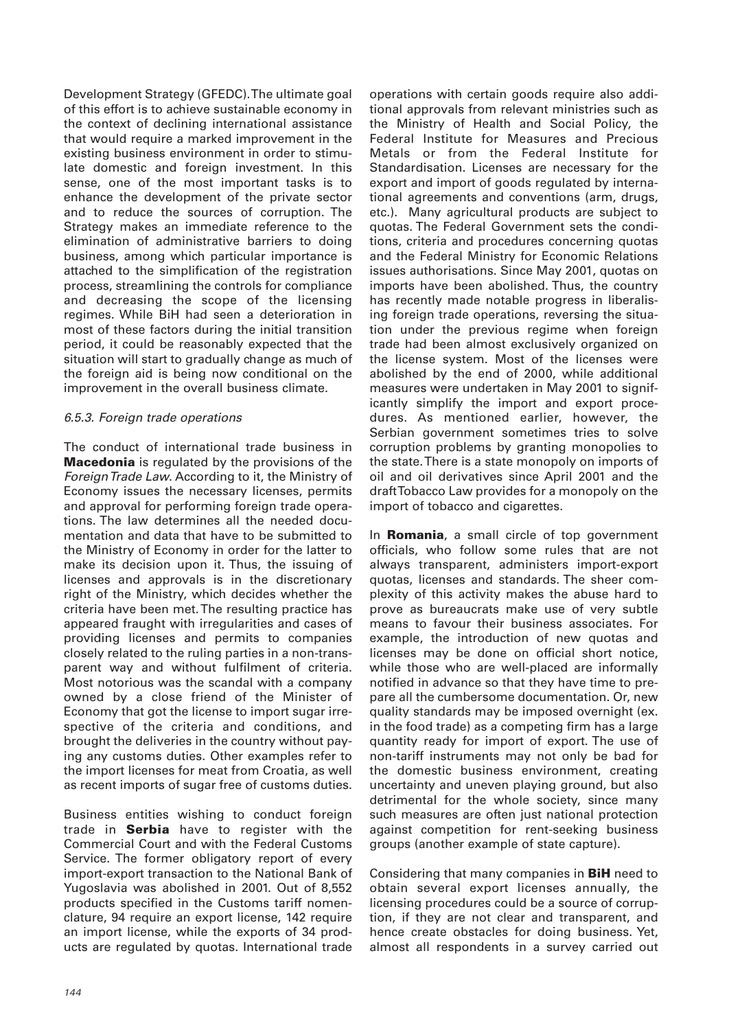Development Strategy (GFEDC). The ultimate goal of this effort is to achieve sustainable economy in the context of declining international assistance that would require a marked improvement in the existing business environment in order to stimulate domestic and foreign investment. In this sense, one of the most important tasks is to enhance the development of the private sector and to reduce the sources of corruption. The Strategy makes an immediate reference to the elimination of administrative barriers to doing business, among which particular importance is attached to the simplification of the registration process, streamlining the controls for compliance and decreasing the scope of the licensing regimes. While BiH had seen a deterioration in most of these factors during the initial transition period, it could be reasonably expected that the situation will start to gradually change as much of the foreign aid is being now conditional on the improvement in the overall business climate.

#### *6.5.3. Foreign trade operations*

The conduct of international trade business in **Macedonia** is regulated by the provisions of the *Foreign Trade Law*. According to it, the Ministry of Economy issues the necessary licenses, permits and approval for performing foreign trade operations. The law determines all the needed documentation and data that have to be submitted to the Ministry of Economy in order for the latter to make its decision upon it. Thus, the issuing of licenses and approvals is in the discretionary right of the Ministry, which decides whether the criteria have been met. The resulting practice has appeared fraught with irregularities and cases of providing licenses and permits to companies closely related to the ruling parties in a non-transparent way and without fulfilment of criteria. Most notorious was the scandal with a company owned by a close friend of the Minister of Economy that got the license to import sugar irrespective of the criteria and conditions, and brought the deliveries in the country without paying any customs duties. Other examples refer to the import licenses for meat from Croatia, as well as recent imports of sugar free of customs duties.

Business entities wishing to conduct foreign trade in **Serbia** have to register with the Commercial Court and with the Federal Customs Service. The former obligatory report of every import-export transaction to the National Bank of Yugoslavia was abolished in 2001. Out of 8,552 products specified in the Customs tariff nomenclature, 94 require an export license, 142 require an import license, while the exports of 34 products are regulated by quotas. International trade operations with certain goods require also additional approvals from relevant ministries such as the Ministry of Health and Social Policy, the Federal Institute for Measures and Precious Metals or from the Federal Institute for Standardisation. Licenses are necessary for the export and import of goods regulated by international agreements and conventions (arm, drugs, etc.). Many agricultural products are subject to quotas. The Federal Government sets the conditions, criteria and procedures concerning quotas and the Federal Ministry for Economic Relations issues authorisations. Since May 2001, quotas on imports have been abolished. Thus, the country has recently made notable progress in liberalising foreign trade operations, reversing the situation under the previous regime when foreign trade had been almost exclusively organized on the license system. Most of the licenses were abolished by the end of 2000, while additional measures were undertaken in May 2001 to significantly simplify the import and export procedures. As mentioned earlier, however, the Serbian government sometimes tries to solve corruption problems by granting monopolies to the state. There is a state monopoly on imports of oil and oil derivatives since April 2001 and the draft Tobacco Law provides for a monopoly on the import of tobacco and cigarettes.

In **Romania**, a small circle of top government officials, who follow some rules that are not always transparent, administers import-export quotas, licenses and standards. The sheer complexity of this activity makes the abuse hard to prove as bureaucrats make use of very subtle means to favour their business associates. For example, the introduction of new quotas and licenses may be done on official short notice, while those who are well-placed are informally notified in advance so that they have time to prepare all the cumbersome documentation. Or, new quality standards may be imposed overnight (ex. in the food trade) as a competing firm has a large quantity ready for import of export. The use of non-tariff instruments may not only be bad for the domestic business environment, creating uncertainty and uneven playing ground, but also detrimental for the whole society, since many such measures are often just national protection against competition for rent-seeking business groups (another example of state capture).

Considering that many companies in **BiH** need to obtain several export licenses annually, the licensing procedures could be a source of corruption, if they are not clear and transparent, and hence create obstacles for doing business. Yet, almost all respondents in a survey carried out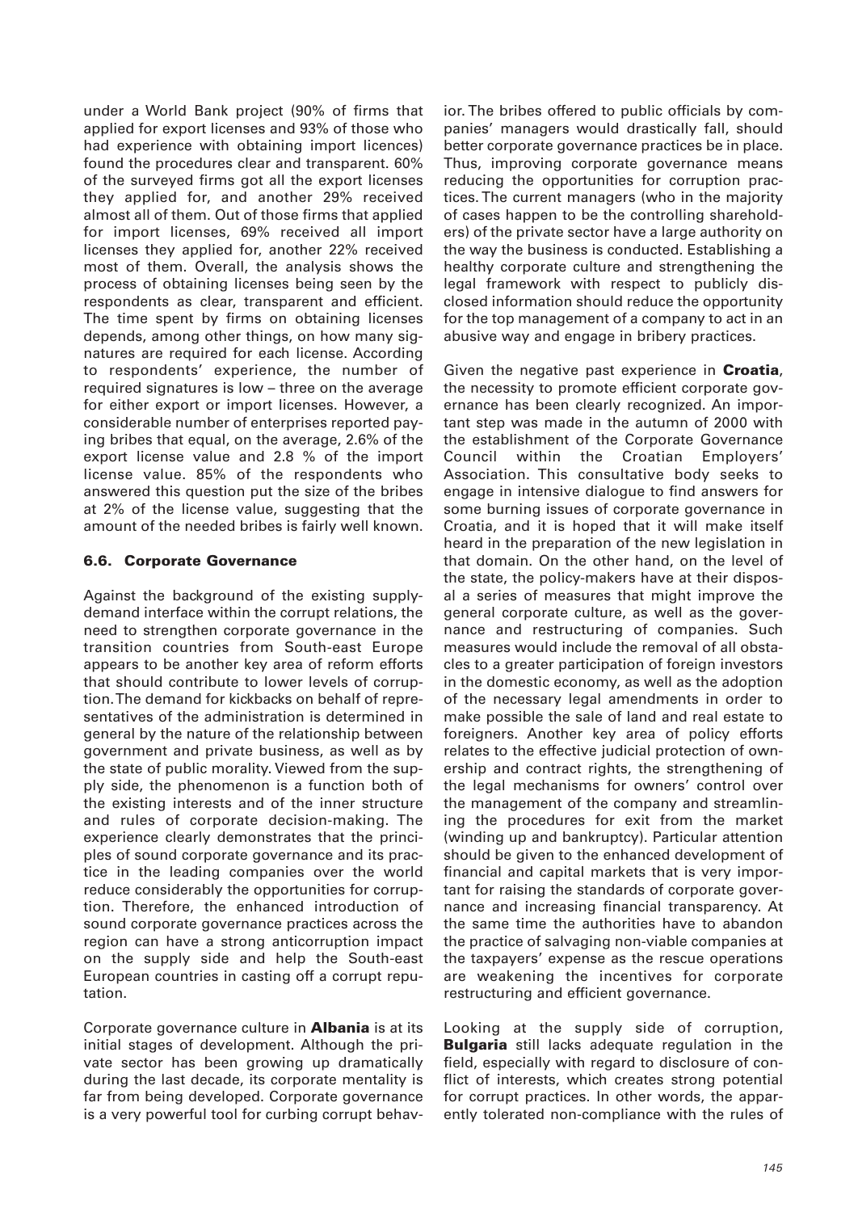under a World Bank project (90% of firms that applied for export licenses and 93% of those who had experience with obtaining import licences) found the procedures clear and transparent. 60% of the surveyed firms got all the export licenses they applied for, and another 29% received almost all of them. Out of those firms that applied for import licenses, 69% received all import licenses they applied for, another 22% received most of them. Overall, the analysis shows the process of obtaining licenses being seen by the respondents as clear, transparent and efficient. The time spent by firms on obtaining licenses depends, among other things, on how many signatures are required for each license. According to respondents' experience, the number of required signatures is low – three on the average for either export or import licenses. However, a considerable number of enterprises reported paying bribes that equal, on the average, 2.6% of the export license value and 2.8 % of the import license value. 85% of the respondents who answered this question put the size of the bribes at 2% of the license value, suggesting that the amount of the needed bribes is fairly well known.

### 6.6. Corporate Governance

Against the background of the existing supply-demand interface within the corrupt relations, the need to strengthen corporate governance in the transition countries from South-east Europe appears to be another key area of reform efforts that should contribute to lower levels of corruption. The demand for kickbacks on behalf of representatives of the administration is determined in general by the nature of the relationship between government and private business, as well as by the state of public morality. Viewed from the supply side, the phenomenon is a function both of the existing interests and of the inner structure and rules of corporate decision-making. The experience clearly demonstrates that the principles of sound corporate governance and its practice in the leading companies over the world reduce considerably the opportunities for corruption. Therefore, the enhanced introduction of sound corporate governance practices across the region can have a strong anticorruption impact on the supply side and help the South-east European countries in casting off a corrupt reputation.

Corporate governance culture in **Albania** is at its initial stages of development. Although the private sector has been growing up dramatically during the last decade, its corporate mentality is far from being developed. Corporate governance is a very powerful tool for curbing corrupt behavior. The bribes offered to public officials by companies' managers would drastically fall, should better corporate governance practices be in place. Thus, improving corporate governance means reducing the opportunities for corruption practices. The current managers (who in the majority of cases happen to be the controlling shareholders) of the private sector have a large authority on the way the business is conducted. Establishing a healthy corporate culture and strengthening the legal framework with respect to publicly disclosed information should reduce the opportunity for the top management of a company to act in an abusive way and engage in bribery practices.

Given the negative past experience in **Croatia**, the necessity to promote efficient corporate governance has been clearly recognized. An important step was made in the autumn of 2000 with the establishment of the Corporate Governance Council within the Croatian Employers' Association. This consultative body seeks to engage in intensive dialogue to find answers for some burning issues of corporate governance in Croatia, and it is hoped that it will make itself heard in the preparation of the new legislation in that domain. On the other hand, on the level of the state, the policy-makers have at their disposal a series of measures that might improve the general corporate culture, as well as the governance and restructuring of companies. Such measures would include the removal of all obstacles to a greater participation of foreign investors in the domestic economy, as well as the adoption of the necessary legal amendments in order to make possible the sale of land and real estate to foreigners. Another key area of policy efforts relates to the effective judicial protection of ownership and contract rights, the strengthening of the legal mechanisms for owners' control over the management of the company and streamlining the procedures for exit from the market (winding up and bankruptcy). Particular attention should be given to the enhanced development of financial and capital markets that is very important for raising the standards of corporate governance and increasing financial transparency. At the same time the authorities have to abandon the practice of salvaging non-viable companies at the taxpayers' expense as the rescue operations are weakening the incentives for corporate restructuring and efficient governance.

Looking at the supply side of corruption, **Bulgaria** still lacks adequate regulation in the field, especially with regard to disclosure of conflict of interests, which creates strong potential for corrupt practices. In other words, the apparently tolerated non-compliance with the rules of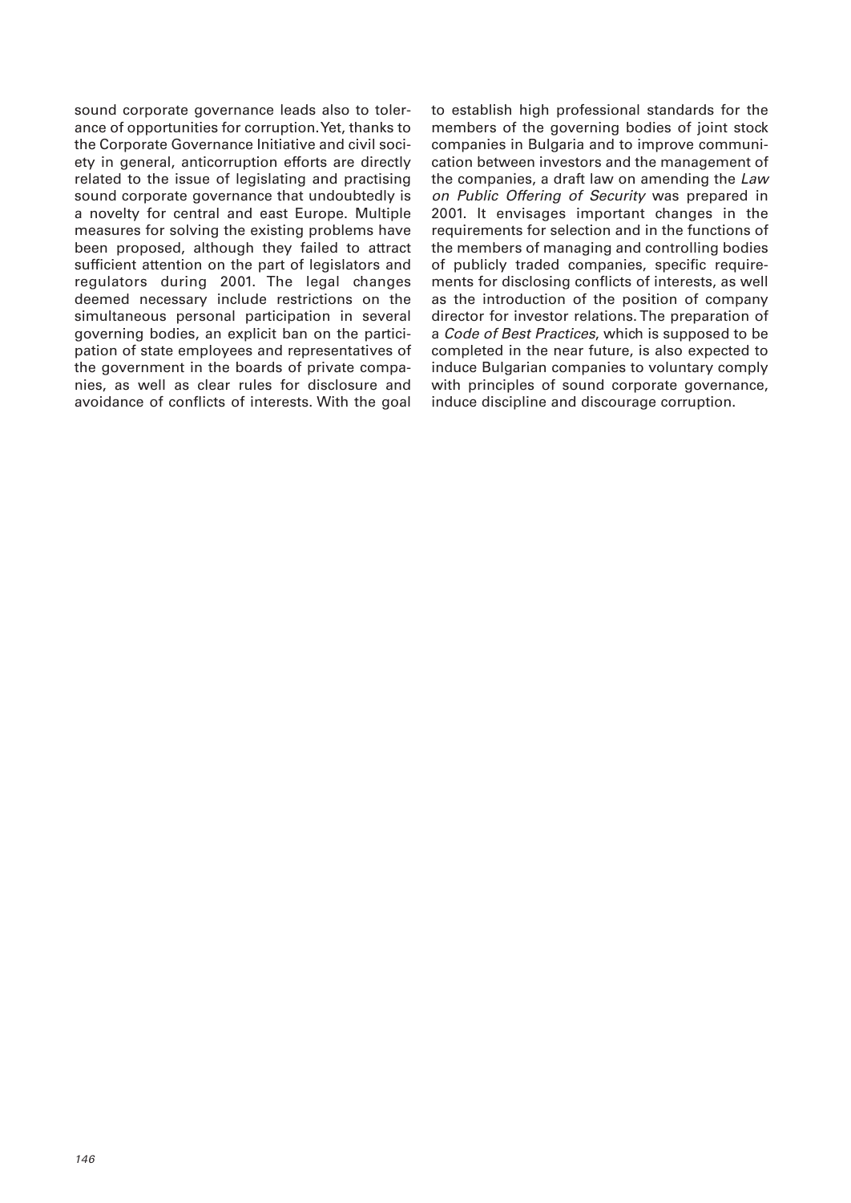sound corporate governance leads also to tolerance of opportunities for corruption. Yet, thanks to the Corporate Governance Initiative and civil society in general, anticorruption efforts are directly related to the issue of legislating and practising sound corporate governance that undoubtedly is a novelty for central and east Europe. Multiple measures for solving the existing problems have been proposed, although they failed to attract sufficient attention on the part of legislators and regulators during 2001. The legal changes deemed necessary include restrictions on the simultaneous personal participation in several governing bodies, an explicit ban on the participation of state employees and representatives of the government in the boards of private companies, as well as clear rules for disclosure and avoidance of conflicts of interests. With the goal to establish high professional standards for the members of the governing bodies of joint stock companies in Bulgaria and to improve communication between investors and the management of the companies, a draft law on amending the *Law on Public Offering of Security* was prepared in 2001. It envisages important changes in the requirements for selection and in the functions of the members of managing and controlling bodies of publicly traded companies, specific requirements for disclosing conflicts of interests, as well as the introduction of the position of company director for investor relations. The preparation of a *Code of Best Practices*, which is supposed to be completed in the near future, is also expected to induce Bulgarian companies to voluntary comply with principles of sound corporate governance, induce discipline and discourage corruption.